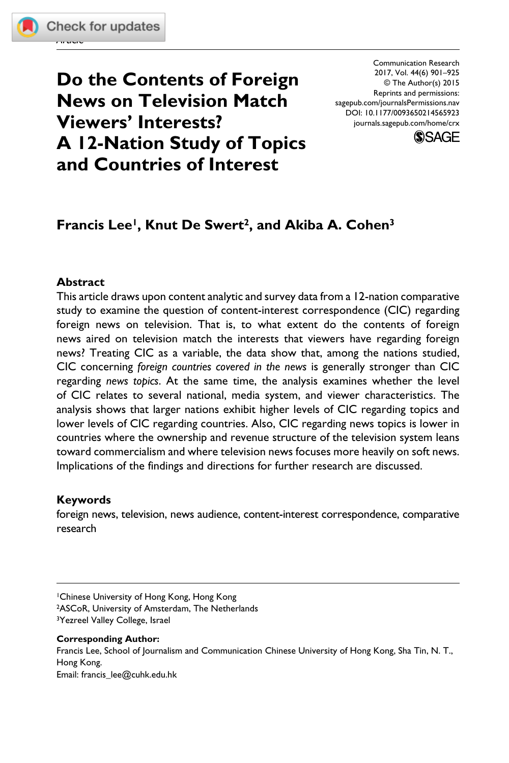# Do the Contents of Foreign News on Television Match Viewers' Interests? A 12-Nation Study of Topics and Countries of Interest

**Francis Lee[1], Knut De Swert[2], and Akiba A. Cohen[3]**

### Abstract

This article draws upon content analytic and survey data from a 12-nation comparative study to examine the question of content-interest correspondence (CIC) regarding foreign news on television. That is, to what extent do the contents of foreign news aired on television match the interests that viewers have regarding foreign news? Treating CIC as a variable, the data show that, among the nations studied, CIC concerning *foreign countries covered in the news* is generally stronger than CIC regarding *news topics*. At the same time, the analysis examines whether the level of CIC relates to several national, media system, and viewer characteristics. The analysis shows that larger nations exhibit higher levels of CIC regarding topics and lower levels of CIC regarding countries. Also, CIC regarding news topics is lower in countries where the ownership and revenue structure of the television system leans toward commercialism and where television news focuses more heavily on soft news. Implications of the findings and directions for further research are discussed.

### Keywords

foreign news, television, news audience, content-interest correspondence, comparative research

---

[1]Chinese University of Hong Kong, Hong Kong
[2]ASCoR, University of Amsterdam, The Netherlands
[3]Yezreel Valley College, Israel

**Corresponding Author:**
Francis Lee, School of Journalism and Communication Chinese University of Hong Kong, Sha Tin, N. T., Hong Kong.
Email: francis_lee@cuhk.edu.hk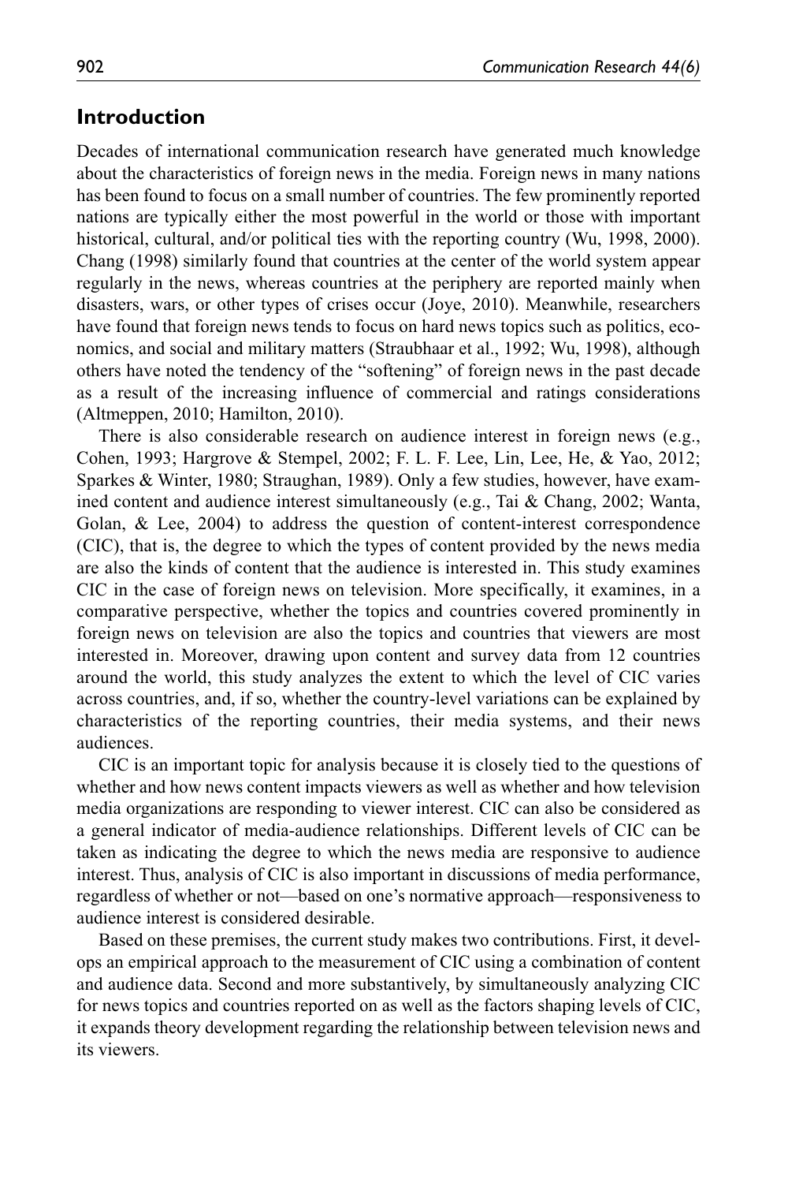## Introduction

Decades of international communication research have generated much knowledge about the characteristics of foreign news in the media. Foreign news in many nations has been found to focus on a small number of countries. The few prominently reported nations are typically either the most powerful in the world or those with important historical, cultural, and/or political ties with the reporting country (Wu, 1998, 2000). Chang (1998) similarly found that countries at the center of the world system appear regularly in the news, whereas countries at the periphery are reported mainly when disasters, wars, or other types of crises occur (Joye, 2010). Meanwhile, researchers have found that foreign news tends to focus on hard news topics such as politics, economics, and social and military matters (Straubhaar et al., 1992; Wu, 1998), although others have noted the tendency of the "softening" of foreign news in the past decade as a result of the increasing influence of commercial and ratings considerations (Altmeppen, 2010; Hamilton, 2010).

There is also considerable research on audience interest in foreign news (e.g., Cohen, 1993; Hargrove & Stempel, 2002; F. L. F. Lee, Lin, Lee, He, & Yao, 2012; Sparkes & Winter, 1980; Straughan, 1989). Only a few studies, however, have examined content and audience interest simultaneously (e.g., Tai & Chang, 2002; Wanta, Golan, & Lee, 2004) to address the question of content-interest correspondence (CIC), that is, the degree to which the types of content provided by the news media are also the kinds of content that the audience is interested in. This study examines CIC in the case of foreign news on television. More specifically, it examines, in a comparative perspective, whether the topics and countries covered prominently in foreign news on television are also the topics and countries that viewers are most interested in. Moreover, drawing upon content and survey data from 12 countries around the world, this study analyzes the extent to which the level of CIC varies across countries, and, if so, whether the country-level variations can be explained by characteristics of the reporting countries, their media systems, and their news audiences.

CIC is an important topic for analysis because it is closely tied to the questions of whether and how news content impacts viewers as well as whether and how television media organizations are responding to viewer interest. CIC can also be considered as a general indicator of media-audience relationships. Different levels of CIC can be taken as indicating the degree to which the news media are responsive to audience interest. Thus, analysis of CIC is also important in discussions of media performance, regardless of whether or not—based on one's normative approach—responsiveness to audience interest is considered desirable.

Based on these premises, the current study makes two contributions. First, it develops an empirical approach to the measurement of CIC using a combination of content and audience data. Second and more substantively, by simultaneously analyzing CIC for news topics and countries reported on as well as the factors shaping levels of CIC, it expands theory development regarding the relationship between television news and its viewers.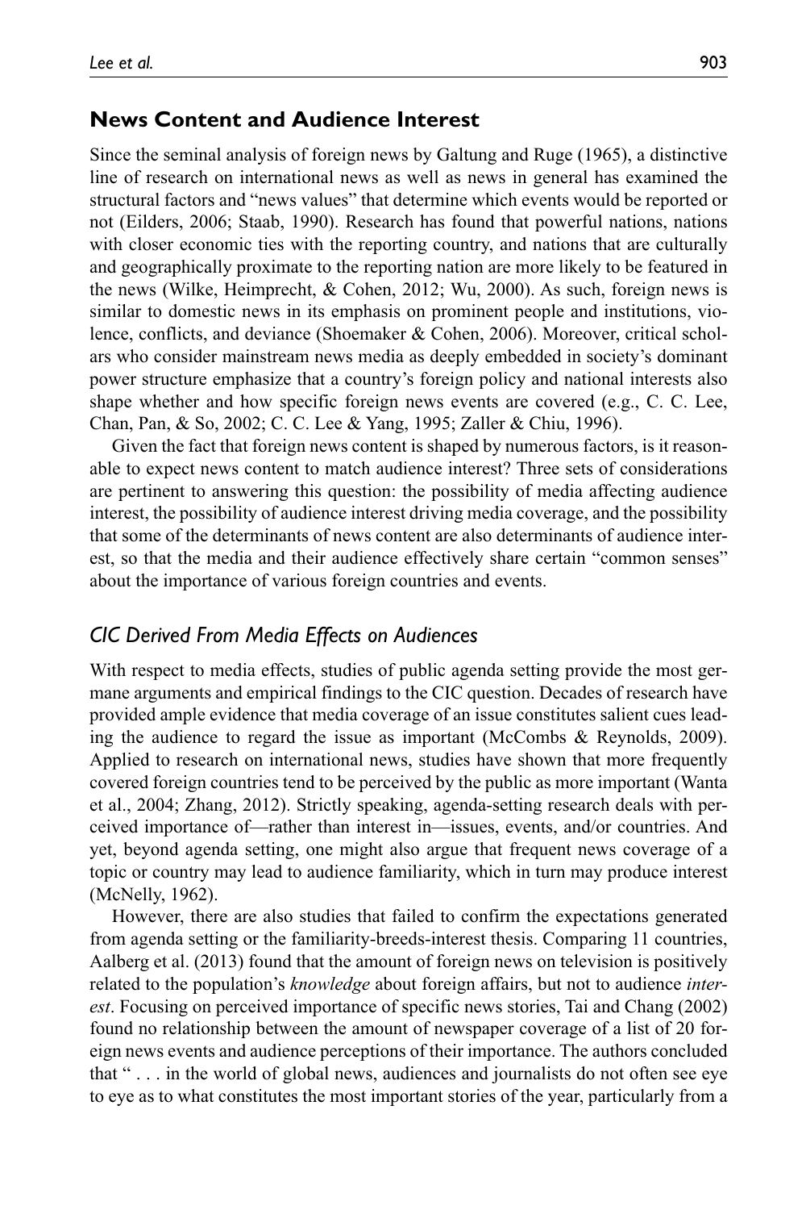## News Content and Audience Interest

Since the seminal analysis of foreign news by Galtung and Ruge (1965), a distinctive line of research on international news as well as news in general has examined the structural factors and "news values" that determine which events would be reported or not (Eilders, 2006; Staab, 1990). Research has found that powerful nations, nations with closer economic ties with the reporting country, and nations that are culturally and geographically proximate to the reporting nation are more likely to be featured in the news (Wilke, Heimprecht, & Cohen, 2012; Wu, 2000). As such, foreign news is similar to domestic news in its emphasis on prominent people and institutions, violence, conflicts, and deviance (Shoemaker & Cohen, 2006). Moreover, critical scholars who consider mainstream news media as deeply embedded in society's dominant power structure emphasize that a country's foreign policy and national interests also shape whether and how specific foreign news events are covered (e.g., C. C. Lee, Chan, Pan, & So, 2002; C. C. Lee & Yang, 1995; Zaller & Chiu, 1996).

Given the fact that foreign news content is shaped by numerous factors, is it reasonable to expect news content to match audience interest? Three sets of considerations are pertinent to answering this question: the possibility of media affecting audience interest, the possibility of audience interest driving media coverage, and the possibility that some of the determinants of news content are also determinants of audience interest, so that the media and their audience effectively share certain "common senses" about the importance of various foreign countries and events.

### *CIC Derived From Media Effects on Audiences*

With respect to media effects, studies of public agenda setting provide the most germane arguments and empirical findings to the CIC question. Decades of research have provided ample evidence that media coverage of an issue constitutes salient cues leading the audience to regard the issue as important (McCombs & Reynolds, 2009). Applied to research on international news, studies have shown that more frequently covered foreign countries tend to be perceived by the public as more important (Wanta et al., 2004; Zhang, 2012). Strictly speaking, agenda-setting research deals with perceived importance of—rather than interest in—issues, events, and/or countries. And yet, beyond agenda setting, one might also argue that frequent news coverage of a topic or country may lead to audience familiarity, which in turn may produce interest (McNelly, 1962).

However, there are also studies that failed to confirm the expectations generated from agenda setting or the familiarity-breeds-interest thesis. Comparing 11 countries, Aalberg et al. (2013) found that the amount of foreign news on television is positively related to the population's *knowledge* about foreign affairs, but not to audience *interest*. Focusing on perceived importance of specific news stories, Tai and Chang (2002) found no relationship between the amount of newspaper coverage of a list of 20 foreign news events and audience perceptions of their importance. The authors concluded that " . . . in the world of global news, audiences and journalists do not often see eye to eye as to what constitutes the most important stories of the year, particularly from a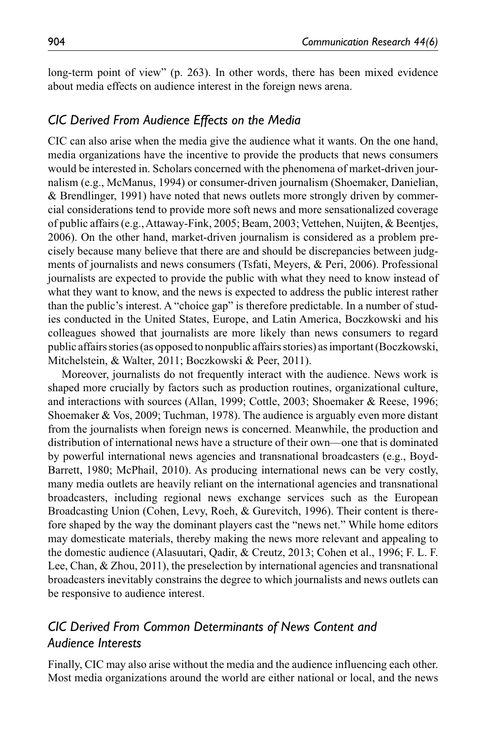long-term point of view" (p. 263). In other words, there has been mixed evidence about media effects on audience interest in the foreign news arena.

### *CIC Derived From Audience Effects on the Media*

CIC can also arise when the media give the audience what it wants. On the one hand, media organizations have the incentive to provide the products that news consumers would be interested in. Scholars concerned with the phenomena of market-driven journalism (e.g., McManus, 1994) or consumer-driven journalism (Shoemaker, Danielian, & Brendlinger, 1991) have noted that news outlets more strongly driven by commercial considerations tend to provide more soft news and more sensationalized coverage of public affairs (e.g., Attaway-Fink, 2005; Beam, 2003; Vettehen, Nuijten, & Beentjes, 2006). On the other hand, market-driven journalism is considered as a problem precisely because many believe that there are and should be discrepancies between judgments of journalists and news consumers (Tsfati, Meyers, & Peri, 2006). Professional journalists are expected to provide the public with what they need to know instead of what they want to know, and the news is expected to address the public interest rather than the public's interest. A "choice gap" is therefore predictable. In a number of studies conducted in the United States, Europe, and Latin America, Boczkowski and his colleagues showed that journalists are more likely than news consumers to regard public affairs stories (as opposed to nonpublic affairs stories) as important (Boczkowski, Mitchelstein, & Walter, 2011; Boczkowski & Peer, 2011).

Moreover, journalists do not frequently interact with the audience. News work is shaped more crucially by factors such as production routines, organizational culture, and interactions with sources (Allan, 1999; Cottle, 2003; Shoemaker & Reese, 1996; Shoemaker & Vos, 2009; Tuchman, 1978). The audience is arguably even more distant from the journalists when foreign news is concerned. Meanwhile, the production and distribution of international news have a structure of their own—one that is dominated by powerful international news agencies and transnational broadcasters (e.g., Boyd-Barrett, 1980; McPhail, 2010). As producing international news can be very costly, many media outlets are heavily reliant on the international agencies and transnational broadcasters, including regional news exchange services such as the European Broadcasting Union (Cohen, Levy, Roeh, & Gurevitch, 1996). Their content is therefore shaped by the way the dominant players cast the "news net." While home editors may domesticate materials, thereby making the news more relevant and appealing to the domestic audience (Alasuutari, Qadir, & Creutz, 2013; Cohen et al., 1996; F. L. F. Lee, Chan, & Zhou, 2011), the preselection by international agencies and transnational broadcasters inevitably constrains the degree to which journalists and news outlets can be responsive to audience interest.

### *CIC Derived From Common Determinants of News Content and Audience Interests*

Finally, CIC may also arise without the media and the audience influencing each other. Most media organizations around the world are either national or local, and the news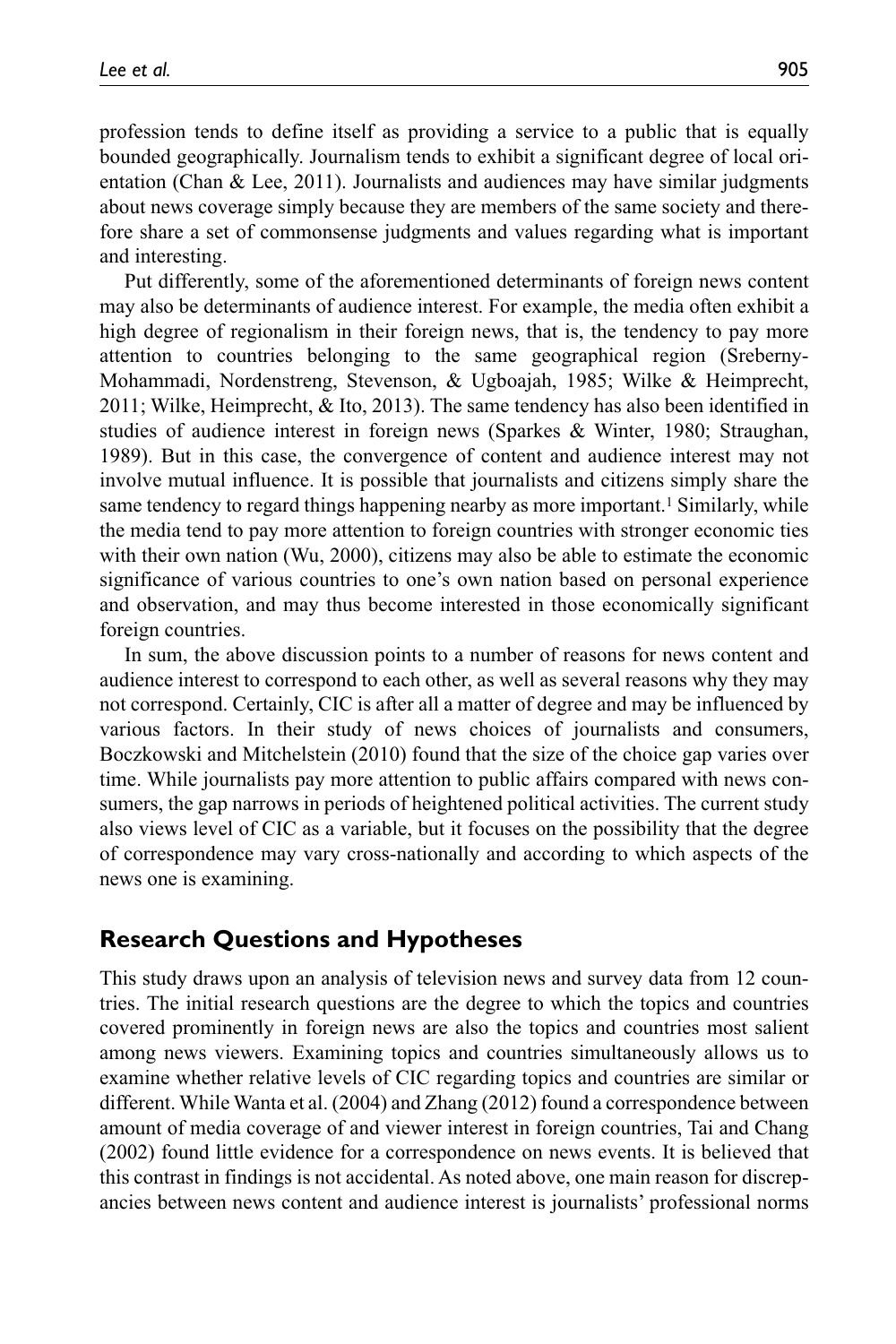profession tends to define itself as providing a service to a public that is equally bounded geographically. Journalism tends to exhibit a significant degree of local orientation (Chan & Lee, 2011). Journalists and audiences may have similar judgments about news coverage simply because they are members of the same society and therefore share a set of commonsense judgments and values regarding what is important and interesting.

Put differently, some of the aforementioned determinants of foreign news content may also be determinants of audience interest. For example, the media often exhibit a high degree of regionalism in their foreign news, that is, the tendency to pay more attention to countries belonging to the same geographical region (Sreberny-Mohammadi, Nordenstreng, Stevenson, & Ugboajah, 1985; Wilke & Heimprecht, 2011; Wilke, Heimprecht, & Ito, 2013). The same tendency has also been identified in studies of audience interest in foreign news (Sparkes & Winter, 1980; Straughan, 1989). But in this case, the convergence of content and audience interest may not involve mutual influence. It is possible that journalists and citizens simply share the same tendency to regard things happening nearby as more important.[1] Similarly, while the media tend to pay more attention to foreign countries with stronger economic ties with their own nation (Wu, 2000), citizens may also be able to estimate the economic significance of various countries to one's own nation based on personal experience and observation, and may thus become interested in those economically significant foreign countries.

In sum, the above discussion points to a number of reasons for news content and audience interest to correspond to each other, as well as several reasons why they may not correspond. Certainly, CIC is after all a matter of degree and may be influenced by various factors. In their study of news choices of journalists and consumers, Boczkowski and Mitchelstein (2010) found that the size of the choice gap varies over time. While journalists pay more attention to public affairs compared with news consumers, the gap narrows in periods of heightened political activities. The current study also views level of CIC as a variable, but it focuses on the possibility that the degree of correspondence may vary cross-nationally and according to which aspects of the news one is examining.

## Research Questions and Hypotheses

This study draws upon an analysis of television news and survey data from 12 countries. The initial research questions are the degree to which the topics and countries covered prominently in foreign news are also the topics and countries most salient among news viewers. Examining topics and countries simultaneously allows us to examine whether relative levels of CIC regarding topics and countries are similar or different. While Wanta et al. (2004) and Zhang (2012) found a correspondence between amount of media coverage of and viewer interest in foreign countries, Tai and Chang (2002) found little evidence for a correspondence on news events. It is believed that this contrast in findings is not accidental. As noted above, one main reason for discrepancies between news content and audience interest is journalists' professional norms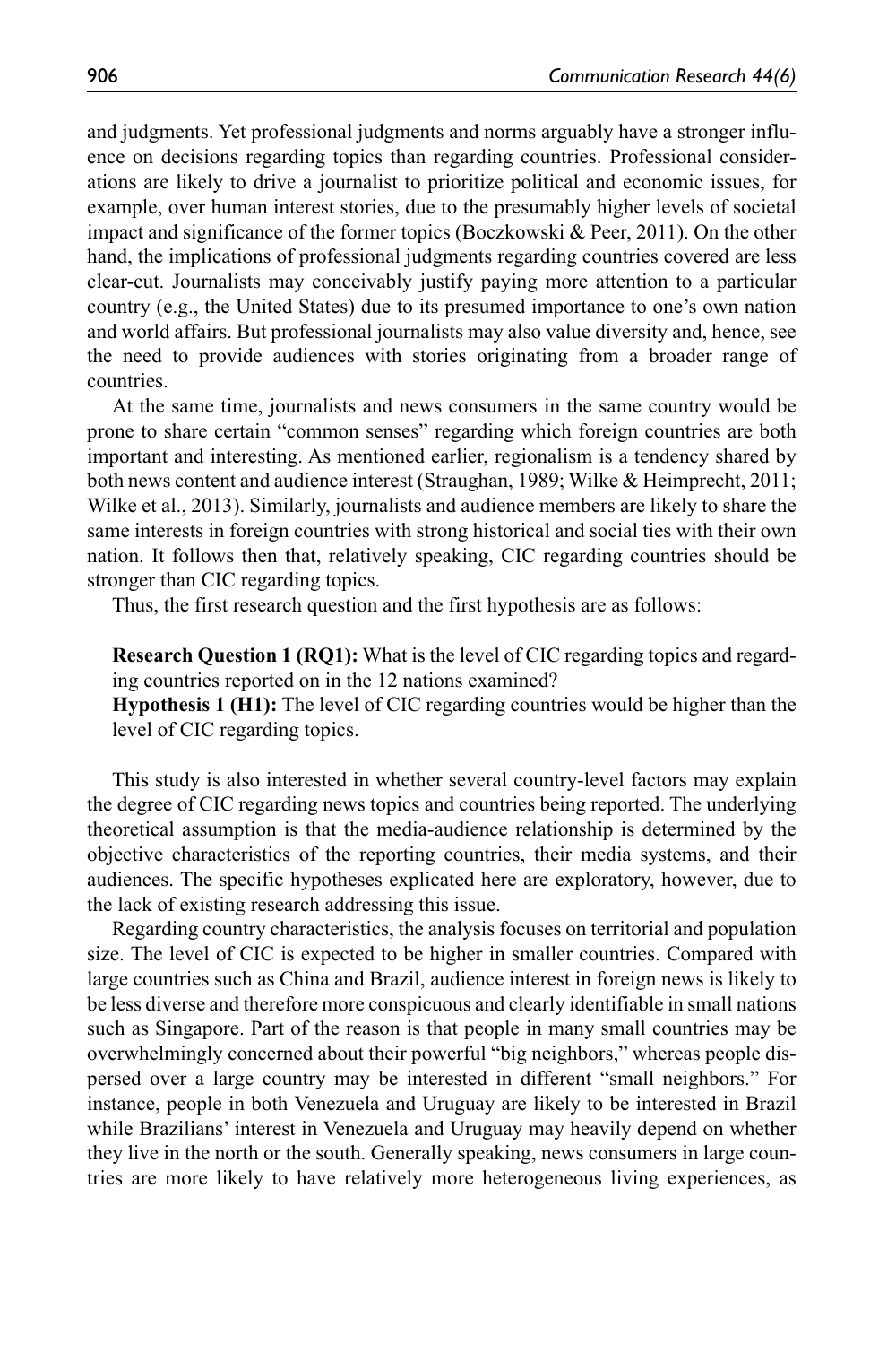and judgments. Yet professional judgments and norms arguably have a stronger influence on decisions regarding topics than regarding countries. Professional considerations are likely to drive a journalist to prioritize political and economic issues, for example, over human interest stories, due to the presumably higher levels of societal impact and significance of the former topics (Boczkowski & Peer, 2011). On the other hand, the implications of professional judgments regarding countries covered are less clear-cut. Journalists may conceivably justify paying more attention to a particular country (e.g., the United States) due to its presumed importance to one's own nation and world affairs. But professional journalists may also value diversity and, hence, see the need to provide audiences with stories originating from a broader range of countries.

At the same time, journalists and news consumers in the same country would be prone to share certain "common senses" regarding which foreign countries are both important and interesting. As mentioned earlier, regionalism is a tendency shared by both news content and audience interest (Straughan, 1989; Wilke & Heimprecht, 2011; Wilke et al., 2013). Similarly, journalists and audience members are likely to share the same interests in foreign countries with strong historical and social ties with their own nation. It follows then that, relatively speaking, CIC regarding countries should be stronger than CIC regarding topics.

Thus, the first research question and the first hypothesis are as follows:

> **Research Question 1 (RQ1):** What is the level of CIC regarding topics and regarding countries reported on in the 12 nations examined?
>
> **Hypothesis 1 (H1):** The level of CIC regarding countries would be higher than the level of CIC regarding topics.

This study is also interested in whether several country-level factors may explain the degree of CIC regarding news topics and countries being reported. The underlying theoretical assumption is that the media-audience relationship is determined by the objective characteristics of the reporting countries, their media systems, and their audiences. The specific hypotheses explicated here are exploratory, however, due to the lack of existing research addressing this issue.

Regarding country characteristics, the analysis focuses on territorial and population size. The level of CIC is expected to be higher in smaller countries. Compared with large countries such as China and Brazil, audience interest in foreign news is likely to be less diverse and therefore more conspicuous and clearly identifiable in small nations such as Singapore. Part of the reason is that people in many small countries may be overwhelmingly concerned about their powerful "big neighbors," whereas people dispersed over a large country may be interested in different "small neighbors." For instance, people in both Venezuela and Uruguay are likely to be interested in Brazil while Brazilians' interest in Venezuela and Uruguay may heavily depend on whether they live in the north or the south. Generally speaking, news consumers in large countries are more likely to have relatively more heterogeneous living experiences, as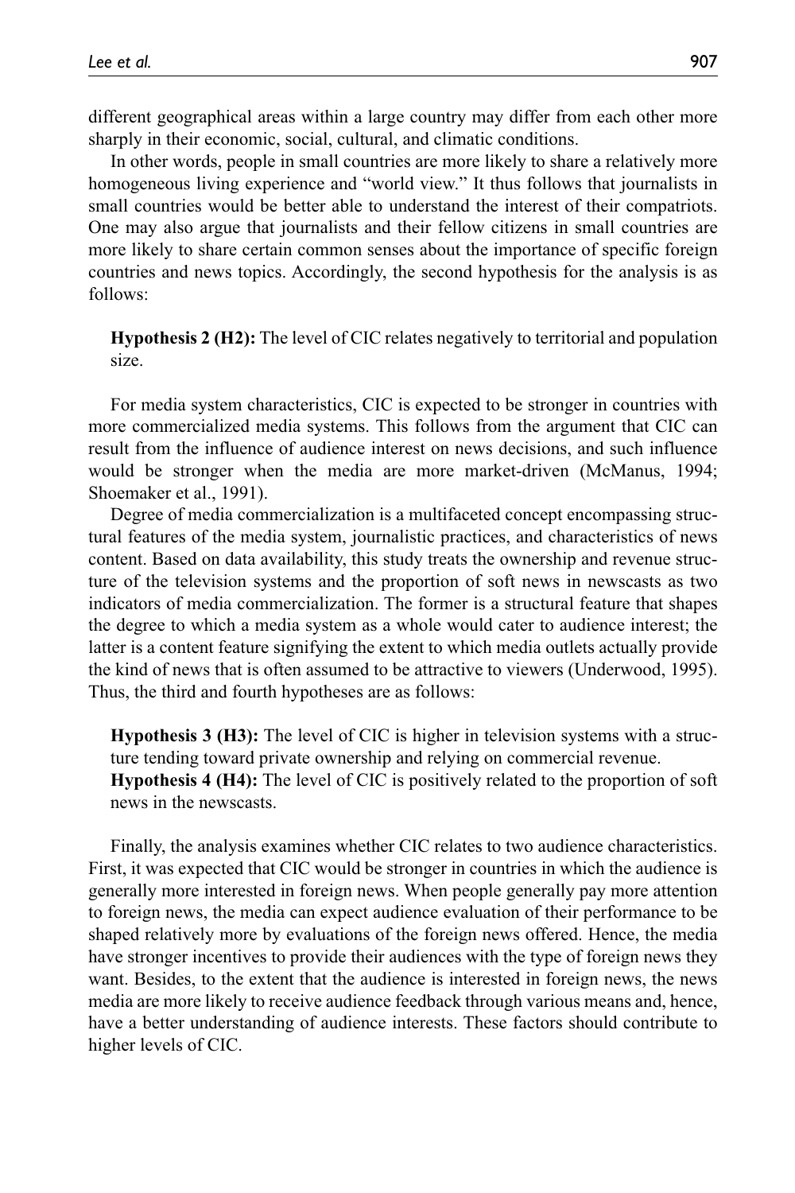different geographical areas within a large country may differ from each other more sharply in their economic, social, cultural, and climatic conditions.

In other words, people in small countries are more likely to share a relatively more homogeneous living experience and "world view." It thus follows that journalists in small countries would be better able to understand the interest of their compatriots. One may also argue that journalists and their fellow citizens in small countries are more likely to share certain common senses about the importance of specific foreign countries and news topics. Accordingly, the second hypothesis for the analysis is as follows:

> **Hypothesis 2 (H2):** The level of CIC relates negatively to territorial and population size.

For media system characteristics, CIC is expected to be stronger in countries with more commercialized media systems. This follows from the argument that CIC can result from the influence of audience interest on news decisions, and such influence would be stronger when the media are more market-driven (McManus, 1994; Shoemaker et al., 1991).

Degree of media commercialization is a multifaceted concept encompassing structural features of the media system, journalistic practices, and characteristics of news content. Based on data availability, this study treats the ownership and revenue structure of the television systems and the proportion of soft news in newscasts as two indicators of media commercialization. The former is a structural feature that shapes the degree to which a media system as a whole would cater to audience interest; the latter is a content feature signifying the extent to which media outlets actually provide the kind of news that is often assumed to be attractive to viewers (Underwood, 1995). Thus, the third and fourth hypotheses are as follows:

> **Hypothesis 3 (H3):** The level of CIC is higher in television systems with a structure tending toward private ownership and relying on commercial revenue.
> **Hypothesis 4 (H4):** The level of CIC is positively related to the proportion of soft news in the newscasts.

Finally, the analysis examines whether CIC relates to two audience characteristics. First, it was expected that CIC would be stronger in countries in which the audience is generally more interested in foreign news. When people generally pay more attention to foreign news, the media can expect audience evaluation of their performance to be shaped relatively more by evaluations of the foreign news offered. Hence, the media have stronger incentives to provide their audiences with the type of foreign news they want. Besides, to the extent that the audience is interested in foreign news, the news media are more likely to receive audience feedback through various means and, hence, have a better understanding of audience interests. These factors should contribute to higher levels of CIC.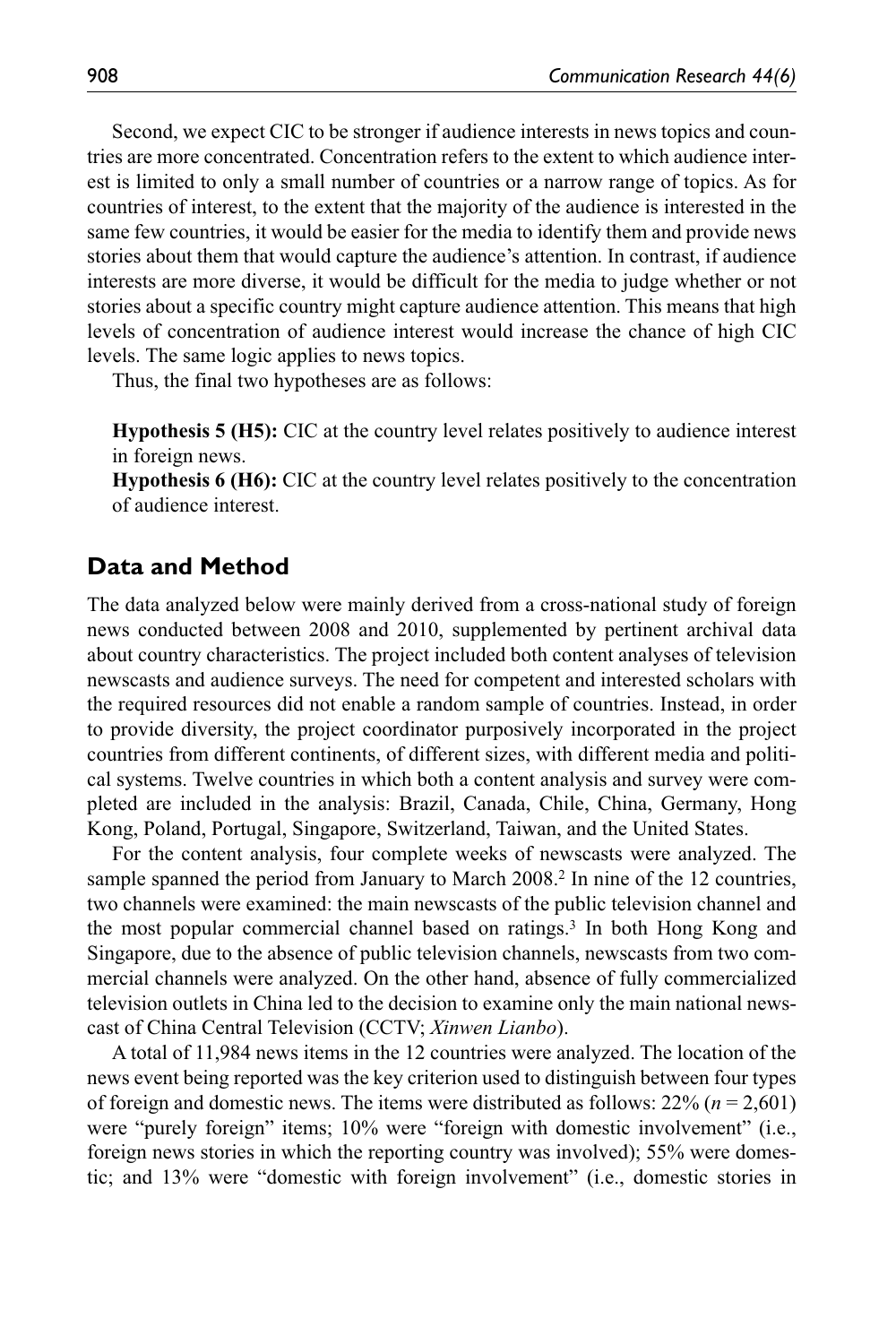Second, we expect CIC to be stronger if audience interests in news topics and countries are more concentrated. Concentration refers to the extent to which audience interest is limited to only a small number of countries or a narrow range of topics. As for countries of interest, to the extent that the majority of the audience is interested in the same few countries, it would be easier for the media to identify them and provide news stories about them that would capture the audience's attention. In contrast, if audience interests are more diverse, it would be difficult for the media to judge whether or not stories about a specific country might capture audience attention. This means that high levels of concentration of audience interest would increase the chance of high CIC levels. The same logic applies to news topics.

Thus, the final two hypotheses are as follows:

**Hypothesis 5 (H5):** CIC at the country level relates positively to audience interest in foreign news.
**Hypothesis 6 (H6):** CIC at the country level relates positively to the concentration of audience interest.

## Data and Method

The data analyzed below were mainly derived from a cross-national study of foreign news conducted between 2008 and 2010, supplemented by pertinent archival data about country characteristics. The project included both content analyses of television newscasts and audience surveys. The need for competent and interested scholars with the required resources did not enable a random sample of countries. Instead, in order to provide diversity, the project coordinator purposively incorporated in the project countries from different continents, of different sizes, with different media and political systems. Twelve countries in which both a content analysis and survey were completed are included in the analysis: Brazil, Canada, Chile, China, Germany, Hong Kong, Poland, Portugal, Singapore, Switzerland, Taiwan, and the United States.

For the content analysis, four complete weeks of newscasts were analyzed. The sample spanned the period from January to March 2008.[2] In nine of the 12 countries, two channels were examined: the main newscasts of the public television channel and the most popular commercial channel based on ratings.[3] In both Hong Kong and Singapore, due to the absence of public television channels, newscasts from two commercial channels were analyzed. On the other hand, absence of fully commercialized television outlets in China led to the decision to examine only the main national newscast of China Central Television (CCTV; *Xinwen Lianbo*).

A total of 11,984 news items in the 12 countries were analyzed. The location of the news event being reported was the key criterion used to distinguish between four types of foreign and domestic news. The items were distributed as follows: 22% ($n$ = 2,601) were "purely foreign" items; 10% were "foreign with domestic involvement" (i.e., foreign news stories in which the reporting country was involved); 55% were domestic; and 13% were "domestic with foreign involvement" (i.e., domestic stories in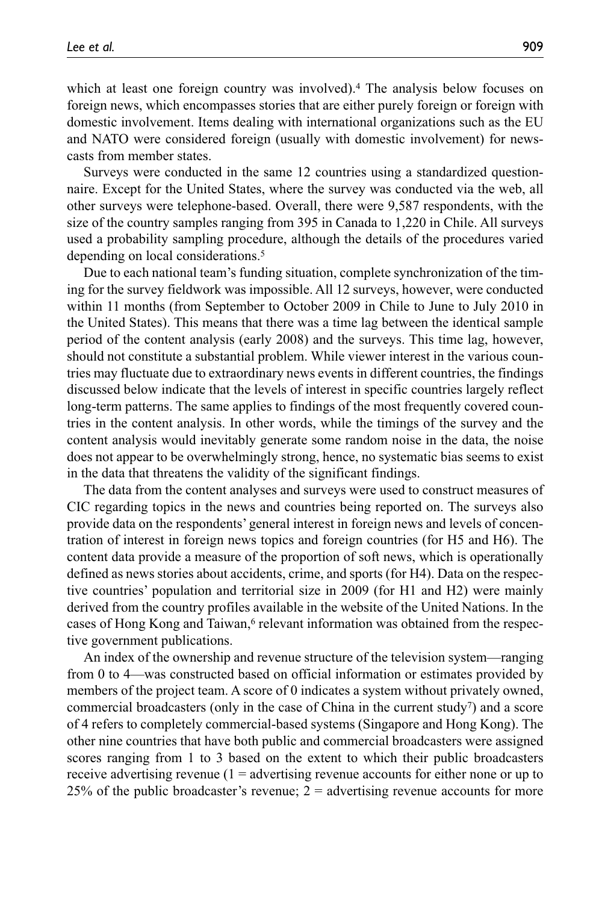which at least one foreign country was involved).[4] The analysis below focuses on foreign news, which encompasses stories that are either purely foreign or foreign with domestic involvement. Items dealing with international organizations such as the EU and NATO were considered foreign (usually with domestic involvement) for newscasts from member states.

Surveys were conducted in the same 12 countries using a standardized questionnaire. Except for the United States, where the survey was conducted via the web, all other surveys were telephone-based. Overall, there were 9,587 respondents, with the size of the country samples ranging from 395 in Canada to 1,220 in Chile. All surveys used a probability sampling procedure, although the details of the procedures varied depending on local considerations.[5]

Due to each national team's funding situation, complete synchronization of the timing for the survey fieldwork was impossible. All 12 surveys, however, were conducted within 11 months (from September to October 2009 in Chile to June to July 2010 in the United States). This means that there was a time lag between the identical sample period of the content analysis (early 2008) and the surveys. This time lag, however, should not constitute a substantial problem. While viewer interest in the various countries may fluctuate due to extraordinary news events in different countries, the findings discussed below indicate that the levels of interest in specific countries largely reflect long-term patterns. The same applies to findings of the most frequently covered countries in the content analysis. In other words, while the timings of the survey and the content analysis would inevitably generate some random noise in the data, the noise does not appear to be overwhelmingly strong, hence, no systematic bias seems to exist in the data that threatens the validity of the significant findings.

The data from the content analyses and surveys were used to construct measures of CIC regarding topics in the news and countries being reported on. The surveys also provide data on the respondents' general interest in foreign news and levels of concentration of interest in foreign news topics and foreign countries (for H5 and H6). The content data provide a measure of the proportion of soft news, which is operationally defined as news stories about accidents, crime, and sports (for H4). Data on the respective countries' population and territorial size in 2009 (for H1 and H2) were mainly derived from the country profiles available in the website of the United Nations. In the cases of Hong Kong and Taiwan,[6] relevant information was obtained from the respective government publications.

An index of the ownership and revenue structure of the television system—ranging from 0 to 4—was constructed based on official information or estimates provided by members of the project team. A score of 0 indicates a system without privately owned, commercial broadcasters (only in the case of China in the current study[7]) and a score of 4 refers to completely commercial-based systems (Singapore and Hong Kong). The other nine countries that have both public and commercial broadcasters were assigned scores ranging from 1 to 3 based on the extent to which their public broadcasters receive advertising revenue (1 = advertising revenue accounts for either none or up to 25% of the public broadcaster's revenue; 2 = advertising revenue accounts for more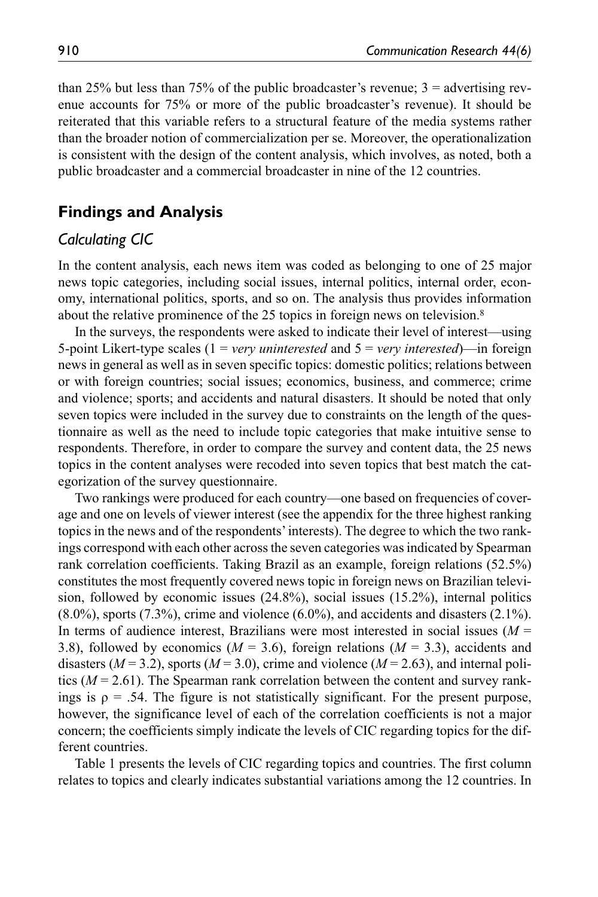than 25% but less than 75% of the public broadcaster's revenue; 3 = advertising revenue accounts for 75% or more of the public broadcaster's revenue). It should be reiterated that this variable refers to a structural feature of the media systems rather than the broader notion of commercialization per se. Moreover, the operationalization is consistent with the design of the content analysis, which involves, as noted, both a public broadcaster and a commercial broadcaster in nine of the 12 countries.

## Findings and Analysis

### Calculating CIC

In the content analysis, each news item was coded as belonging to one of 25 major news topic categories, including social issues, internal politics, internal order, economy, international politics, sports, and so on. The analysis thus provides information about the relative prominence of the 25 topics in foreign news on television.[8]

In the surveys, the respondents were asked to indicate their level of interest—using 5-point Likert-type scales (1 = *very uninterested* and 5 = *very interested*)—in foreign news in general as well as in seven specific topics: domestic politics; relations between or with foreign countries; social issues; economics, business, and commerce; crime and violence; sports; and accidents and natural disasters. It should be noted that only seven topics were included in the survey due to constraints on the length of the questionnaire as well as the need to include topic categories that make intuitive sense to respondents. Therefore, in order to compare the survey and content data, the 25 news topics in the content analyses were recoded into seven topics that best match the categorization of the survey questionnaire.

Two rankings were produced for each country—one based on frequencies of coverage and one on levels of viewer interest (see the appendix for the three highest ranking topics in the news and of the respondents' interests). The degree to which the two rankings correspond with each other across the seven categories was indicated by Spearman rank correlation coefficients. Taking Brazil as an example, foreign relations (52.5%) constitutes the most frequently covered news topic in foreign news on Brazilian television, followed by economic issues (24.8%), social issues (15.2%), internal politics (8.0%), sports (7.3%), crime and violence (6.0%), and accidents and disasters (2.1%). In terms of audience interest, Brazilians were most interested in social issues ($M$ = 3.8), followed by economics ($M$ = 3.6), foreign relations ($M$ = 3.3), accidents and disasters ($M$ = 3.2), sports ($M$ = 3.0), crime and violence ($M$ = 2.63), and internal politics ($M$ = 2.61). The Spearman rank correlation between the content and survey rankings is $\rho$ = .54. The figure is not statistically significant. For the present purpose, however, the significance level of each of the correlation coefficients is not a major concern; the coefficients simply indicate the levels of CIC regarding topics for the different countries.

Table 1 presents the levels of CIC regarding topics and countries. The first column relates to topics and clearly indicates substantial variations among the 12 countries. In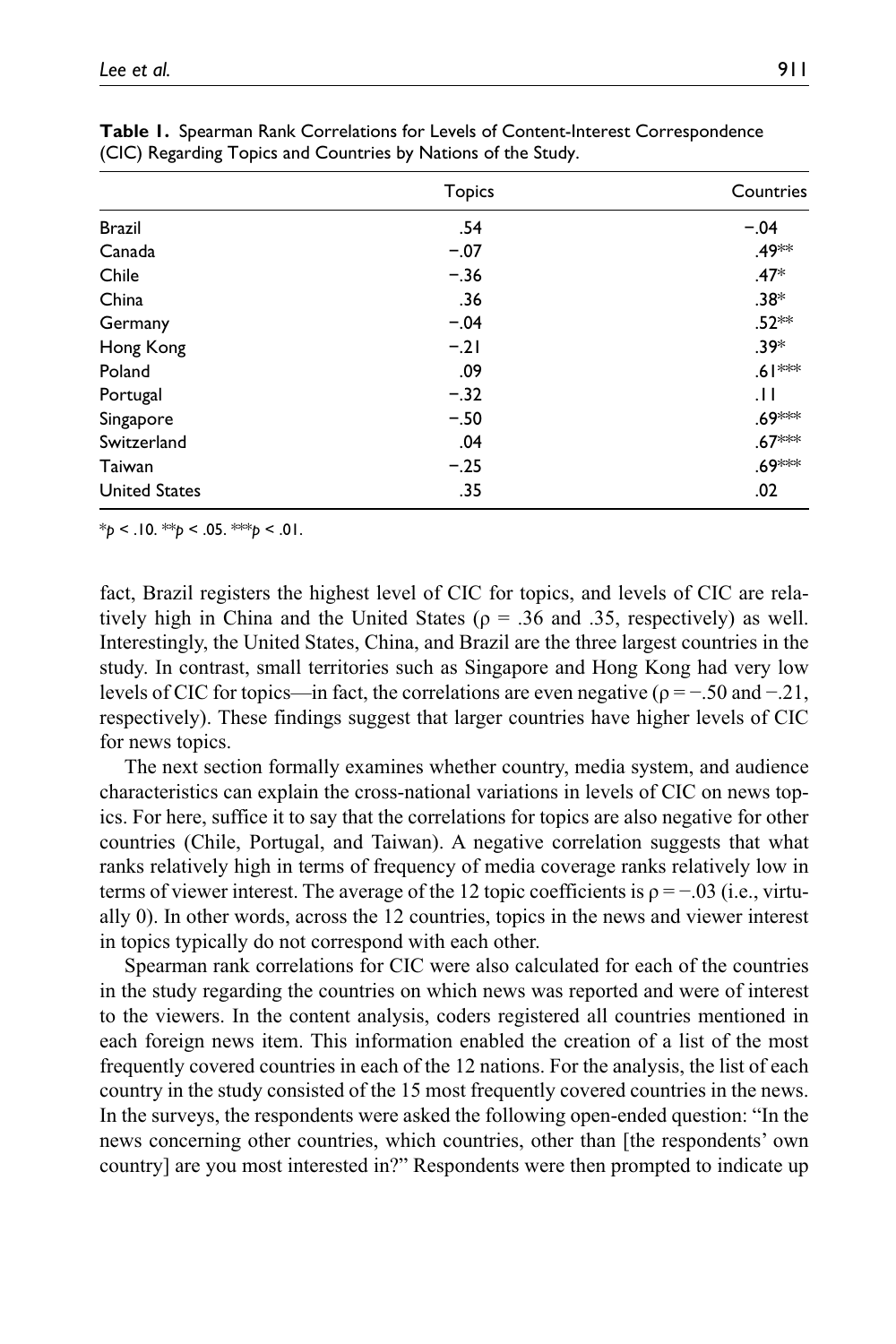**Table 1.** Spearman Rank Correlations for Levels of Content-Interest Correspondence (CIC) Regarding Topics and Countries by Nations of the Study.

| | Topics | Countries |
|---|---|---|
| Brazil | .54 | −.04 |
| Canada | −.07 | .49** |
| Chile | −.36 | .47* |
| China | .36 | .38* |
| Germany | −.04 | .52** |
| Hong Kong | −.21 | .39* |
| Poland | .09 | .61*** |
| Portugal | −.32 | .11 |
| Singapore | −.50 | .69*** |
| Switzerland | .04 | .67*** |
| Taiwan | −.25 | .69*** |
| United States | .35 | .02 |

*$p < .10$. **$p < .05$. ***$p < .01$.

fact, Brazil registers the highest level of CIC for topics, and levels of CIC are relatively high in China and the United States ($\rho$ = .36 and .35, respectively) as well. Interestingly, the United States, China, and Brazil are the three largest countries in the study. In contrast, small territories such as Singapore and Hong Kong had very low levels of CIC for topics—in fact, the correlations are even negative ($\rho$ = −.50 and −.21, respectively). These findings suggest that larger countries have higher levels of CIC for news topics.

The next section formally examines whether country, media system, and audience characteristics can explain the cross-national variations in levels of CIC on news topics. For here, suffice it to say that the correlations for topics are also negative for other countries (Chile, Portugal, and Taiwan). A negative correlation suggests that what ranks relatively high in terms of frequency of media coverage ranks relatively low in terms of viewer interest. The average of the 12 topic coefficients is $\rho$ = −.03 (i.e., virtually 0). In other words, across the 12 countries, topics in the news and viewer interest in topics typically do not correspond with each other.

Spearman rank correlations for CIC were also calculated for each of the countries in the study regarding the countries on which news was reported and were of interest to the viewers. In the content analysis, coders registered all countries mentioned in each foreign news item. This information enabled the creation of a list of the most frequently covered countries in each of the 12 nations. For the analysis, the list of each country in the study consisted of the 15 most frequently covered countries in the news. In the surveys, the respondents were asked the following open-ended question: "In the news concerning other countries, which countries, other than [the respondents' own country] are you most interested in?" Respondents were then prompted to indicate up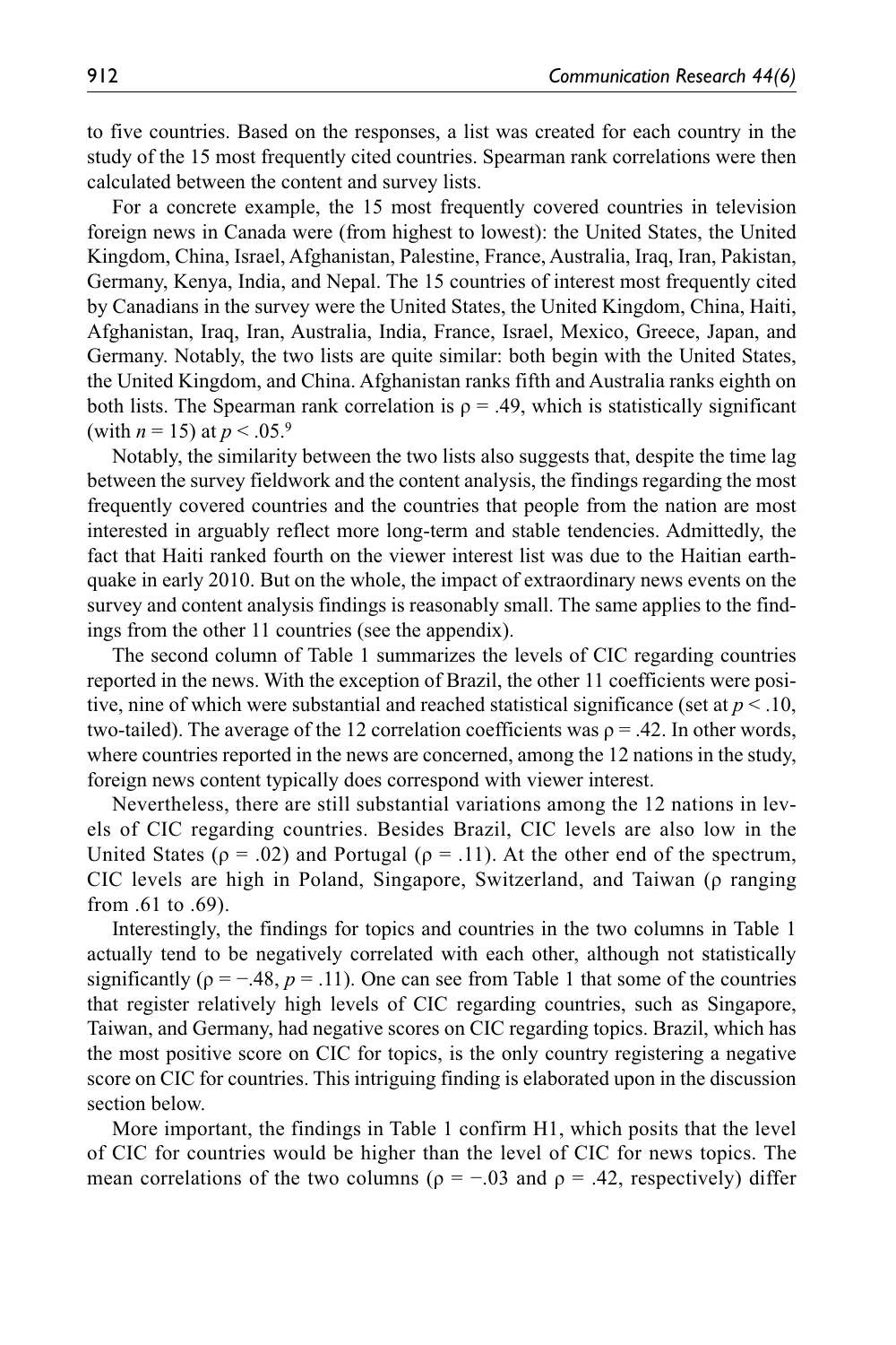to five countries. Based on the responses, a list was created for each country in the study of the 15 most frequently cited countries. Spearman rank correlations were then calculated between the content and survey lists.

For a concrete example, the 15 most frequently covered countries in television foreign news in Canada were (from highest to lowest): the United States, the United Kingdom, China, Israel, Afghanistan, Palestine, France, Australia, Iraq, Iran, Pakistan, Germany, Kenya, India, and Nepal. The 15 countries of interest most frequently cited by Canadians in the survey were the United States, the United Kingdom, China, Haiti, Afghanistan, Iraq, Iran, Australia, India, France, Israel, Mexico, Greece, Japan, and Germany. Notably, the two lists are quite similar: both begin with the United States, the United Kingdom, and China. Afghanistan ranks fifth and Australia ranks eighth on both lists. The Spearman rank correlation is $\rho = .49$, which is statistically significant (with $n = 15$) at $p < .05$.[9]

Notably, the similarity between the two lists also suggests that, despite the time lag between the survey fieldwork and the content analysis, the findings regarding the most frequently covered countries and the countries that people from the nation are most interested in arguably reflect more long-term and stable tendencies. Admittedly, the fact that Haiti ranked fourth on the viewer interest list was due to the Haitian earthquake in early 2010. But on the whole, the impact of extraordinary news events on the survey and content analysis findings is reasonably small. The same applies to the findings from the other 11 countries (see the appendix).

The second column of Table 1 summarizes the levels of CIC regarding countries reported in the news. With the exception of Brazil, the other 11 coefficients were positive, nine of which were substantial and reached statistical significance (set at $p < .10$, two-tailed). The average of the 12 correlation coefficients was $\rho = .42$. In other words, where countries reported in the news are concerned, among the 12 nations in the study, foreign news content typically does correspond with viewer interest.

Nevertheless, there are still substantial variations among the 12 nations in levels of CIC regarding countries. Besides Brazil, CIC levels are also low in the United States ($\rho = .02$) and Portugal ($\rho = .11$). At the other end of the spectrum, CIC levels are high in Poland, Singapore, Switzerland, and Taiwan ($\rho$ ranging from .61 to .69).

Interestingly, the findings for topics and countries in the two columns in Table 1 actually tend to be negatively correlated with each other, although not statistically significantly ($\rho = -.48$, $p = .11$). One can see from Table 1 that some of the countries that register relatively high levels of CIC regarding countries, such as Singapore, Taiwan, and Germany, had negative scores on CIC regarding topics. Brazil, which has the most positive score on CIC for topics, is the only country registering a negative score on CIC for countries. This intriguing finding is elaborated upon in the discussion section below.

More important, the findings in Table 1 confirm H1, which posits that the level of CIC for countries would be higher than the level of CIC for news topics. The mean correlations of the two columns ($\rho = -.03$ and $\rho = .42$, respectively) differ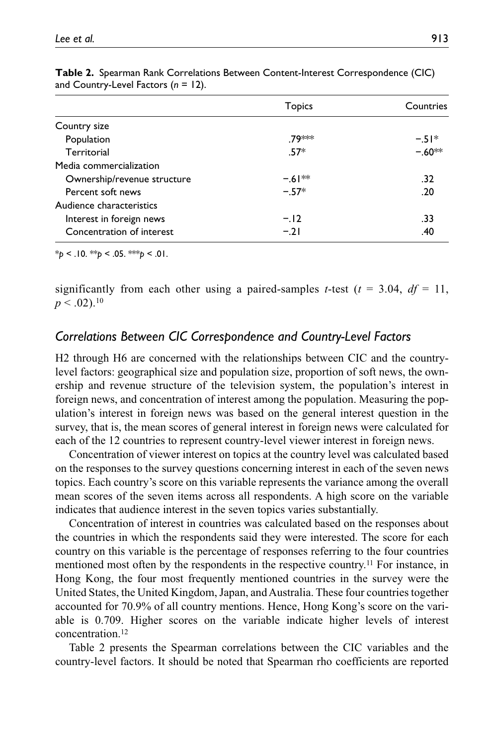**Table 2.** Spearman Rank Correlations Between Content-Interest Correspondence (CIC) and Country-Level Factors ($n$ = 12).

| | Topics | Countries |
|---|---|---|
| Country size | | |
| Population | .79*** | −.51* |
| Territorial | .57* | −.60** |
| Media commercialization | | |
| Ownership/revenue structure | −.61** | .32 |
| Percent soft news | −.57* | .20 |
| Audience characteristics | | |
| Interest in foreign news | −.12 | .33 |
| Concentration of interest | −.21 | .40 |

*$p < .10$. **$p < .05$. ***$p < .01$.

significantly from each other using a paired-samples $t$-test ($t$ = 3.04, $df$ = 11, $p < .02$).[10]

### *Correlations Between CIC Correspondence and Country-Level Factors*

H2 through H6 are concerned with the relationships between CIC and the country-level factors: geographical size and population size, proportion of soft news, the ownership and revenue structure of the television system, the population's interest in foreign news, and concentration of interest among the population. Measuring the population's interest in foreign news was based on the general interest question in the survey, that is, the mean scores of general interest in foreign news were calculated for each of the 12 countries to represent country-level viewer interest in foreign news.

Concentration of viewer interest on topics at the country level was calculated based on the responses to the survey questions concerning interest in each of the seven news topics. Each country's score on this variable represents the variance among the overall mean scores of the seven items across all respondents. A high score on the variable indicates that audience interest in the seven topics varies substantially.

Concentration of interest in countries was calculated based on the responses about the countries in which the respondents said they were interested. The score for each country on this variable is the percentage of responses referring to the four countries mentioned most often by the respondents in the respective country.[11] For instance, in Hong Kong, the four most frequently mentioned countries in the survey were the United States, the United Kingdom, Japan, and Australia. These four countries together accounted for 70.9% of all country mentions. Hence, Hong Kong's score on the variable is 0.709. Higher scores on the variable indicate higher levels of interest concentration.[12]

Table 2 presents the Spearman correlations between the CIC variables and the country-level factors. It should be noted that Spearman rho coefficients are reported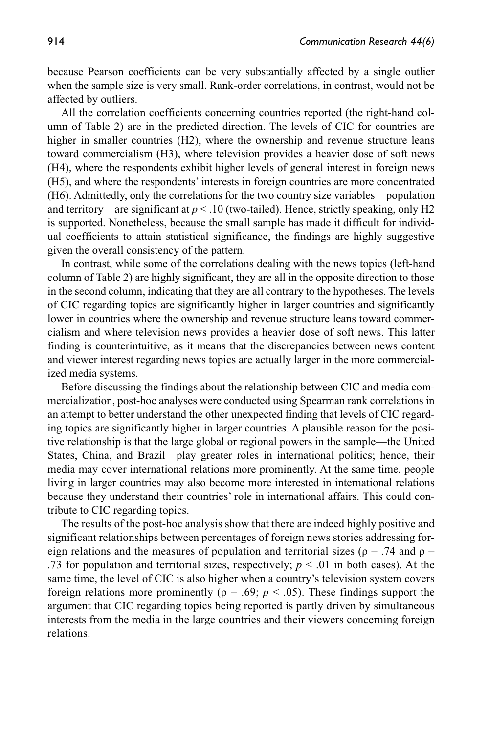because Pearson coefficients can be very substantially affected by a single outlier when the sample size is very small. Rank-order correlations, in contrast, would not be affected by outliers.

All the correlation coefficients concerning countries reported (the right-hand column of Table 2) are in the predicted direction. The levels of CIC for countries are higher in smaller countries (H2), where the ownership and revenue structure leans toward commercialism (H3), where television provides a heavier dose of soft news (H4), where the respondents exhibit higher levels of general interest in foreign news (H5), and where the respondents' interests in foreign countries are more concentrated (H6). Admittedly, only the correlations for the two country size variables—population and territory—are significant at $p < .10$ (two-tailed). Hence, strictly speaking, only H2 is supported. Nonetheless, because the small sample has made it difficult for individual coefficients to attain statistical significance, the findings are highly suggestive given the overall consistency of the pattern.

In contrast, while some of the correlations dealing with the news topics (left-hand column of Table 2) are highly significant, they are all in the opposite direction to those in the second column, indicating that they are all contrary to the hypotheses. The levels of CIC regarding topics are significantly higher in larger countries and significantly lower in countries where the ownership and revenue structure leans toward commercialism and where television news provides a heavier dose of soft news. This latter finding is counterintuitive, as it means that the discrepancies between news content and viewer interest regarding news topics are actually larger in the more commercialized media systems.

Before discussing the findings about the relationship between CIC and media commercialization, post-hoc analyses were conducted using Spearman rank correlations in an attempt to better understand the other unexpected finding that levels of CIC regarding topics are significantly higher in larger countries. A plausible reason for the positive relationship is that the large global or regional powers in the sample—the United States, China, and Brazil—play greater roles in international politics; hence, their media may cover international relations more prominently. At the same time, people living in larger countries may also become more interested in international relations because they understand their countries' role in international affairs. This could contribute to CIC regarding topics.

The results of the post-hoc analysis show that there are indeed highly positive and significant relationships between percentages of foreign news stories addressing foreign relations and the measures of population and territorial sizes ($\rho = .74$ and $\rho = .73$ for population and territorial sizes, respectively; $p < .01$ in both cases). At the same time, the level of CIC is also higher when a country's television system covers foreign relations more prominently ($\rho = .69$; $p < .05$). These findings support the argument that CIC regarding topics being reported is partly driven by simultaneous interests from the media in the large countries and their viewers concerning foreign relations.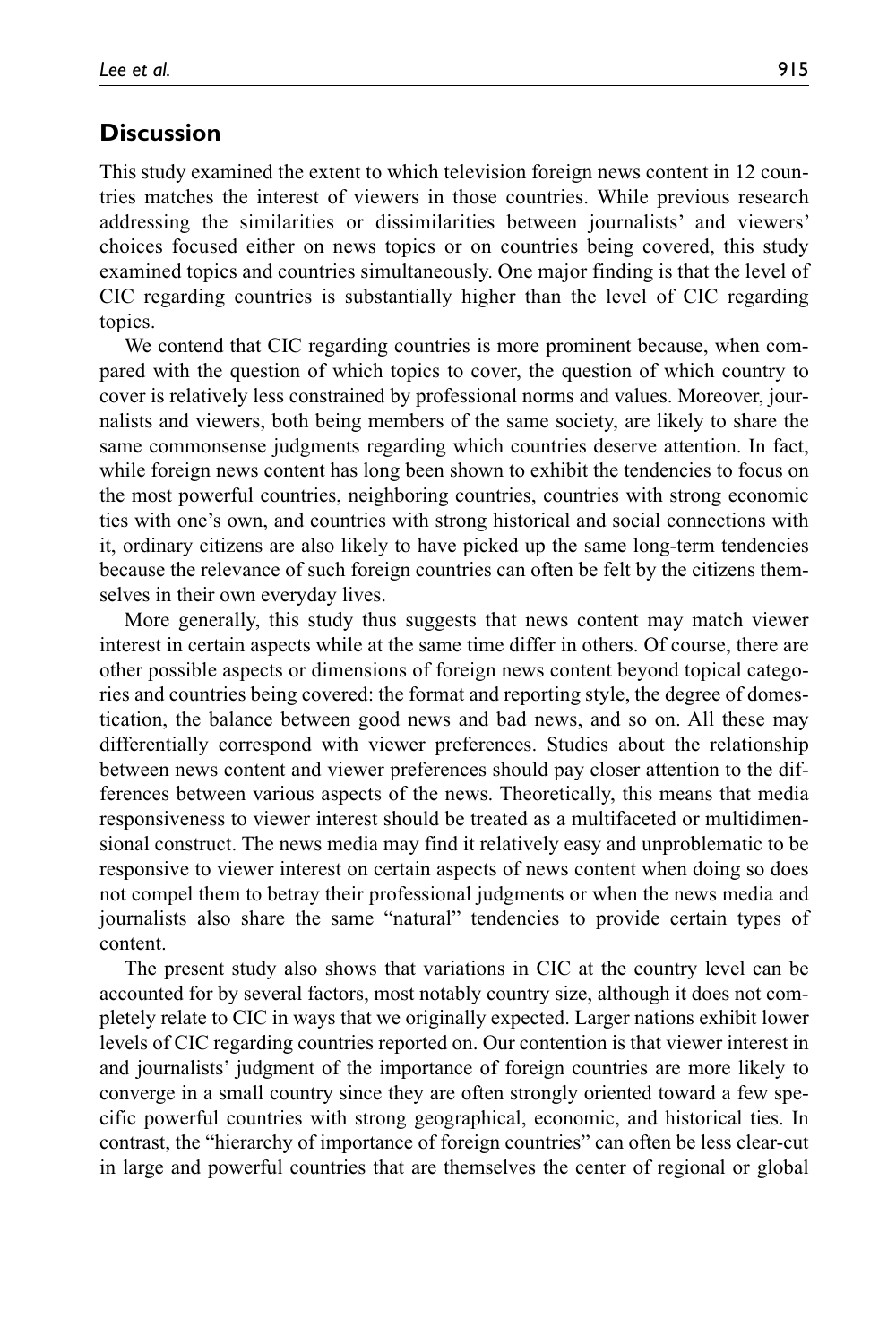## Discussion

This study examined the extent to which television foreign news content in 12 countries matches the interest of viewers in those countries. While previous research addressing the similarities or dissimilarities between journalists' and viewers' choices focused either on news topics or on countries being covered, this study examined topics and countries simultaneously. One major finding is that the level of CIC regarding countries is substantially higher than the level of CIC regarding topics.

We contend that CIC regarding countries is more prominent because, when compared with the question of which topics to cover, the question of which country to cover is relatively less constrained by professional norms and values. Moreover, journalists and viewers, both being members of the same society, are likely to share the same commonsense judgments regarding which countries deserve attention. In fact, while foreign news content has long been shown to exhibit the tendencies to focus on the most powerful countries, neighboring countries, countries with strong economic ties with one's own, and countries with strong historical and social connections with it, ordinary citizens are also likely to have picked up the same long-term tendencies because the relevance of such foreign countries can often be felt by the citizens themselves in their own everyday lives.

More generally, this study thus suggests that news content may match viewer interest in certain aspects while at the same time differ in others. Of course, there are other possible aspects or dimensions of foreign news content beyond topical categories and countries being covered: the format and reporting style, the degree of domestication, the balance between good news and bad news, and so on. All these may differentially correspond with viewer preferences. Studies about the relationship between news content and viewer preferences should pay closer attention to the differences between various aspects of the news. Theoretically, this means that media responsiveness to viewer interest should be treated as a multifaceted or multidimensional construct. The news media may find it relatively easy and unproblematic to be responsive to viewer interest on certain aspects of news content when doing so does not compel them to betray their professional judgments or when the news media and journalists also share the same "natural" tendencies to provide certain types of content.

The present study also shows that variations in CIC at the country level can be accounted for by several factors, most notably country size, although it does not completely relate to CIC in ways that we originally expected. Larger nations exhibit lower levels of CIC regarding countries reported on. Our contention is that viewer interest in and journalists' judgment of the importance of foreign countries are more likely to converge in a small country since they are often strongly oriented toward a few specific powerful countries with strong geographical, economic, and historical ties. In contrast, the "hierarchy of importance of foreign countries" can often be less clear-cut in large and powerful countries that are themselves the center of regional or global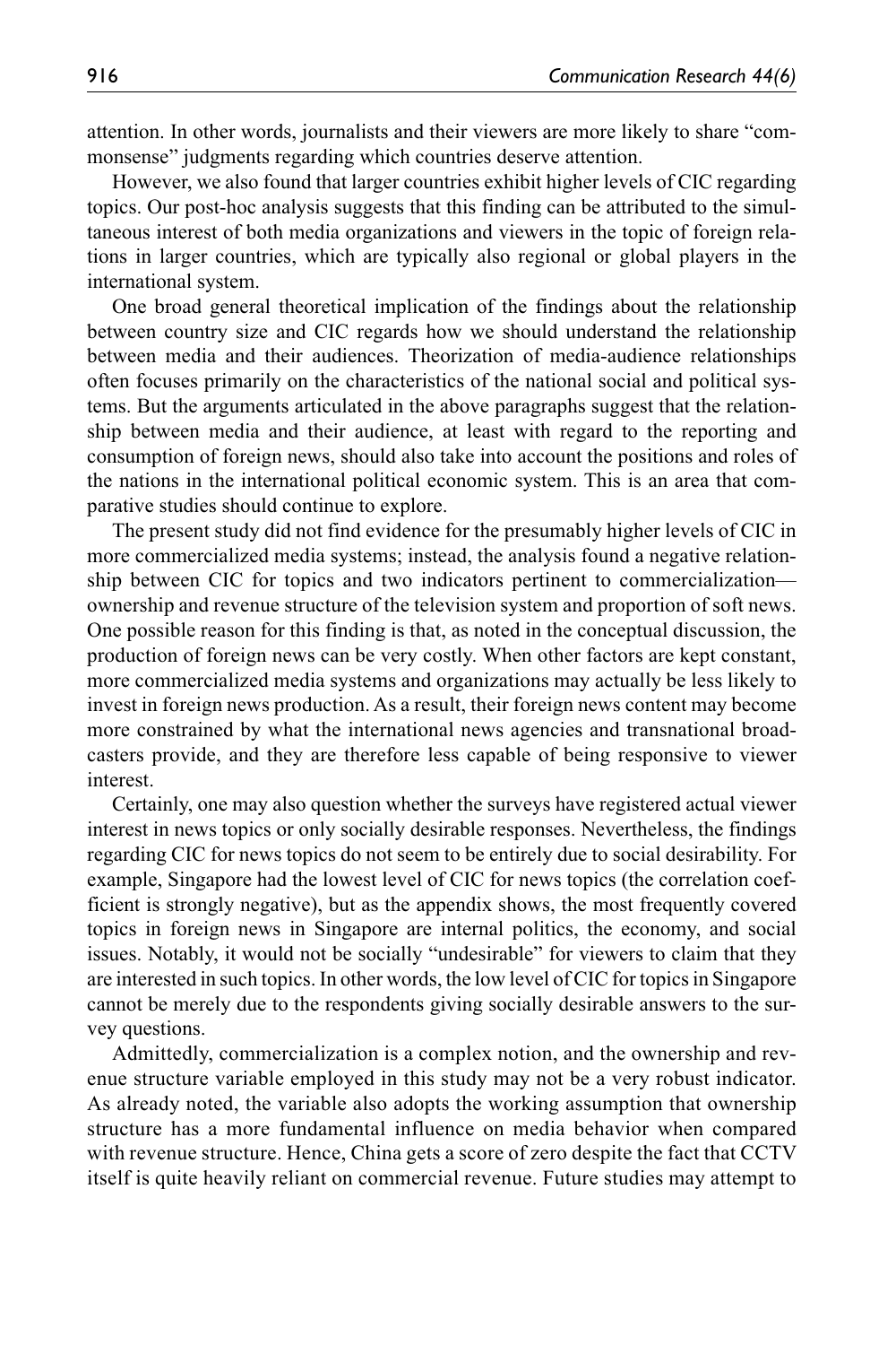attention. In other words, journalists and their viewers are more likely to share "commonsense" judgments regarding which countries deserve attention.

However, we also found that larger countries exhibit higher levels of CIC regarding topics. Our post-hoc analysis suggests that this finding can be attributed to the simultaneous interest of both media organizations and viewers in the topic of foreign relations in larger countries, which are typically also regional or global players in the international system.

One broad general theoretical implication of the findings about the relationship between country size and CIC regards how we should understand the relationship between media and their audiences. Theorization of media-audience relationships often focuses primarily on the characteristics of the national social and political systems. But the arguments articulated in the above paragraphs suggest that the relationship between media and their audience, at least with regard to the reporting and consumption of foreign news, should also take into account the positions and roles of the nations in the international political economic system. This is an area that comparative studies should continue to explore.

The present study did not find evidence for the presumably higher levels of CIC in more commercialized media systems; instead, the analysis found a negative relationship between CIC for topics and two indicators pertinent to commercialization—ownership and revenue structure of the television system and proportion of soft news. One possible reason for this finding is that, as noted in the conceptual discussion, the production of foreign news can be very costly. When other factors are kept constant, more commercialized media systems and organizations may actually be less likely to invest in foreign news production. As a result, their foreign news content may become more constrained by what the international news agencies and transnational broadcasters provide, and they are therefore less capable of being responsive to viewer interest.

Certainly, one may also question whether the surveys have registered actual viewer interest in news topics or only socially desirable responses. Nevertheless, the findings regarding CIC for news topics do not seem to be entirely due to social desirability. For example, Singapore had the lowest level of CIC for news topics (the correlation coefficient is strongly negative), but as the appendix shows, the most frequently covered topics in foreign news in Singapore are internal politics, the economy, and social issues. Notably, it would not be socially "undesirable" for viewers to claim that they are interested in such topics. In other words, the low level of CIC for topics in Singapore cannot be merely due to the respondents giving socially desirable answers to the survey questions.

Admittedly, commercialization is a complex notion, and the ownership and revenue structure variable employed in this study may not be a very robust indicator. As already noted, the variable also adopts the working assumption that ownership structure has a more fundamental influence on media behavior when compared with revenue structure. Hence, China gets a score of zero despite the fact that CCTV itself is quite heavily reliant on commercial revenue. Future studies may attempt to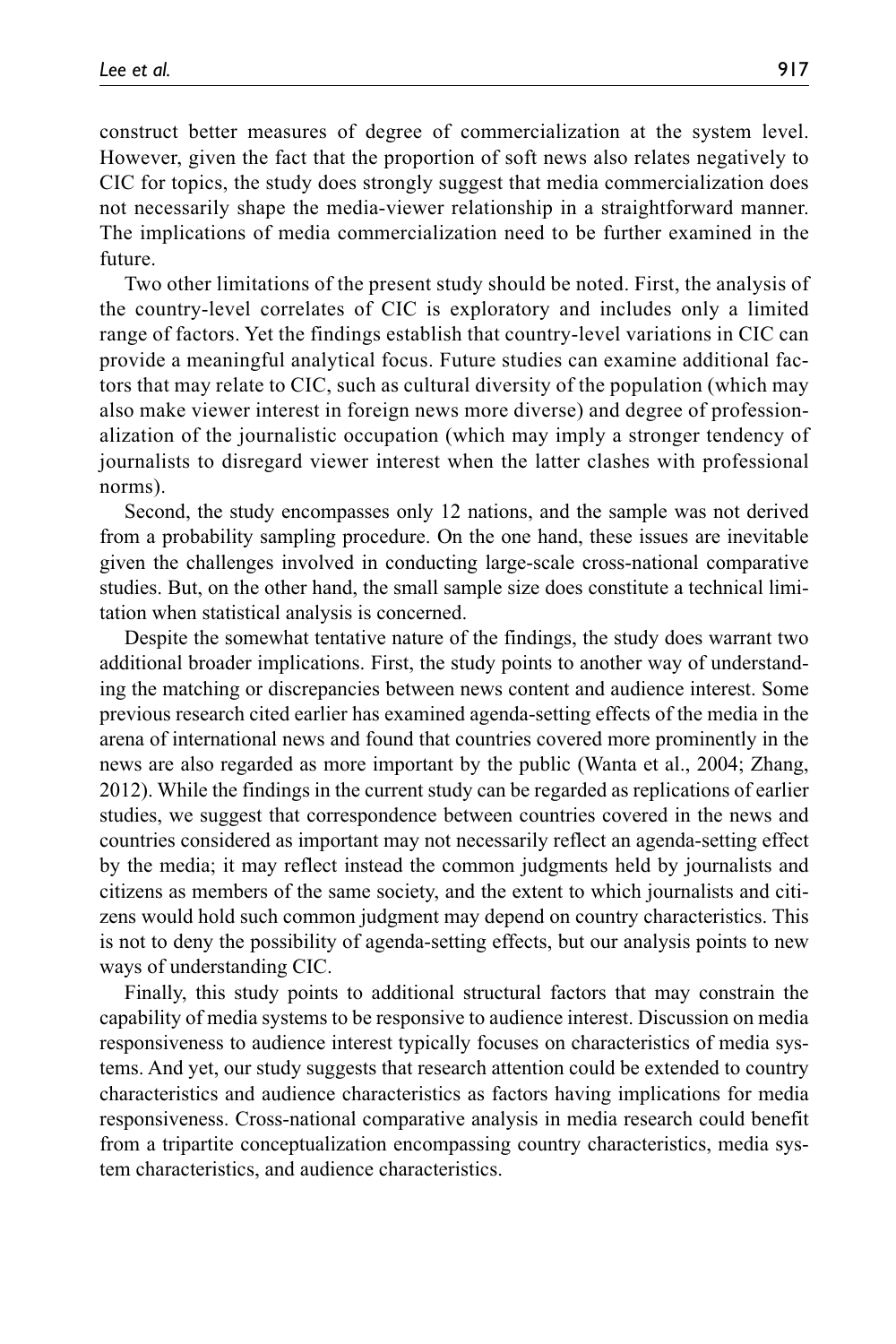construct better measures of degree of commercialization at the system level. However, given the fact that the proportion of soft news also relates negatively to CIC for topics, the study does strongly suggest that media commercialization does not necessarily shape the media-viewer relationship in a straightforward manner. The implications of media commercialization need to be further examined in the future.

Two other limitations of the present study should be noted. First, the analysis of the country-level correlates of CIC is exploratory and includes only a limited range of factors. Yet the findings establish that country-level variations in CIC can provide a meaningful analytical focus. Future studies can examine additional factors that may relate to CIC, such as cultural diversity of the population (which may also make viewer interest in foreign news more diverse) and degree of professionalization of the journalistic occupation (which may imply a stronger tendency of journalists to disregard viewer interest when the latter clashes with professional norms).

Second, the study encompasses only 12 nations, and the sample was not derived from a probability sampling procedure. On the one hand, these issues are inevitable given the challenges involved in conducting large-scale cross-national comparative studies. But, on the other hand, the small sample size does constitute a technical limitation when statistical analysis is concerned.

Despite the somewhat tentative nature of the findings, the study does warrant two additional broader implications. First, the study points to another way of understanding the matching or discrepancies between news content and audience interest. Some previous research cited earlier has examined agenda-setting effects of the media in the arena of international news and found that countries covered more prominently in the news are also regarded as more important by the public (Wanta et al., 2004; Zhang, 2012). While the findings in the current study can be regarded as replications of earlier studies, we suggest that correspondence between countries covered in the news and countries considered as important may not necessarily reflect an agenda-setting effect by the media; it may reflect instead the common judgments held by journalists and citizens as members of the same society, and the extent to which journalists and citizens would hold such common judgment may depend on country characteristics. This is not to deny the possibility of agenda-setting effects, but our analysis points to new ways of understanding CIC.

Finally, this study points to additional structural factors that may constrain the capability of media systems to be responsive to audience interest. Discussion on media responsiveness to audience interest typically focuses on characteristics of media systems. And yet, our study suggests that research attention could be extended to country characteristics and audience characteristics as factors having implications for media responsiveness. Cross-national comparative analysis in media research could benefit from a tripartite conceptualization encompassing country characteristics, media system characteristics, and audience characteristics.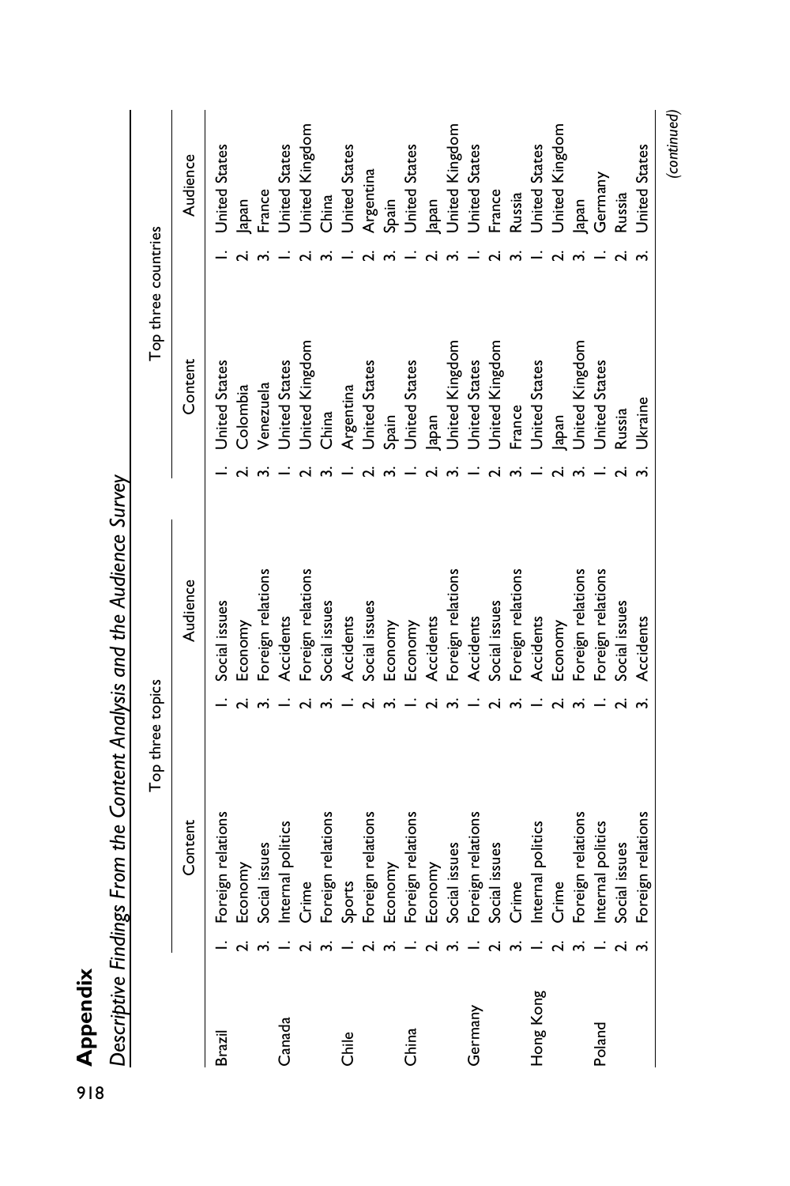## Appendix

*Descriptive Findings From the Content Analysis and the Audience Survey*

| | Top three topics | | Top three countries | |
|---|---|---|---|---|
| | Content | Audience | Content | Audience |
| Brazil | 1. Foreign relations | 1. Social issues | 1. United States | 1. United States |
| | 2. Economy | 2. Economy | 2. Colombia | 2. Japan |
| | 3. Social issues | 3. Foreign relations | 3. Venezuela | 3. France |
| Canada | 1. Internal politics | 1. Accidents | 1. United States | 1. United States |
| | 2. Crime | 2. Foreign relations | 2. United Kingdom | 2. United Kingdom |
| | 3. Foreign relations | 3. Social issues | 3. China | 3. China |
| Chile | 1. Sports | 1. Accidents | 1. Argentina | 1. United States |
| | 2. Foreign relations | 2. Social issues | 2. United States | 2. Argentina |
| | 3. Economy | 3. Economy | 3. Spain | 3. Spain |
| China | 1. Foreign relations | 1. Economy | 1. United States | 1. United States |
| | 2. Economy | 2. Accidents | 2. Japan | 2. Japan |
| | 3. Social issues | 3. Foreign relations | 3. United Kingdom | 3. United Kingdom |
| Germany | 1. Foreign relations | 1. Accidents | 1. United States | 1. United States |
| | 2. Social issues | 2. Social issues | 2. United Kingdom | 2. France |
| | 3. Crime | 3. Foreign relations | 3. France | 3. Russia |
| Hong Kong | 1. Internal politics | 1. Accidents | 1. United States | 1. United States |
| | 2. Crime | 2. Economy | 2. Japan | 2. United Kingdom |
| | 3. Foreign relations | 3. Foreign relations | 3. United Kingdom | 3. Japan |
| Poland | 1. Internal politics | 1. Foreign relations | 1. United States | 1. Germany |
| | 2. Social issues | 2. Social issues | 2. Russia | 2. Russia |
| | 3. Foreign relations | 3. Accidents | 3. Ukraine | 3. United States |

*(continued)*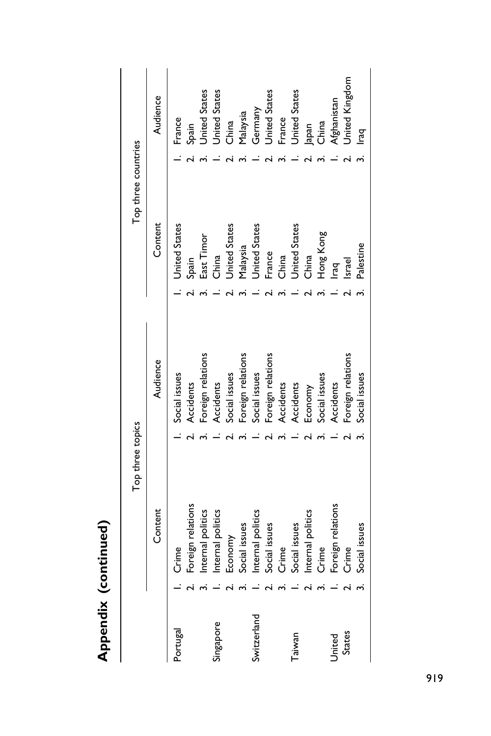## Appendix (continued)

| | Top three topics | | Top three countries | |
|---|---|---|---|---|
| | Content | Audience | Content | Audience |
| Portugal | 1. Crime | 1. Social issues | 1. United States | 1. France |
| | 2. Foreign relations | 2. Accidents | 2. Spain | 2. Spain |
| | 3. Internal politics | 3. Foreign relations | 3. East Timor | 3. United States |
| Singapore | 1. Internal politics | 1. Accidents | 1. China | 1. United States |
| | 2. Economy | 2. Social issues | 2. United States | 2. China |
| | 3. Social issues | 3. Foreign relations | 3. Malaysia | 3. Malaysia |
| Switzerland | 1. Internal politics | 1. Social issues | 1. United States | 1. Germany |
| | 2. Social issues | 2. Foreign relations | 2. France | 2. United States |
| | 3. Crime | 3. Accidents | 3. China | 3. France |
| Taiwan | 1. Social issues | 1. Accidents | 1. United States | 1. United States |
| | 2. Internal politics | 2. Economy | 2. China | 2. Japan |
| | 3. Crime | 3. Social issues | 3. Hong Kong | 3. China |
| United States | 1. Foreign relations | 1. Accidents | 1. Iraq | 1. Afghanistan |
| | 2. Crime | 2. Foreign relations | 2. Israel | 2. United Kingdom |
| | 3. Social issues | 3. Social issues | 3. Palestine | 3. Iraq |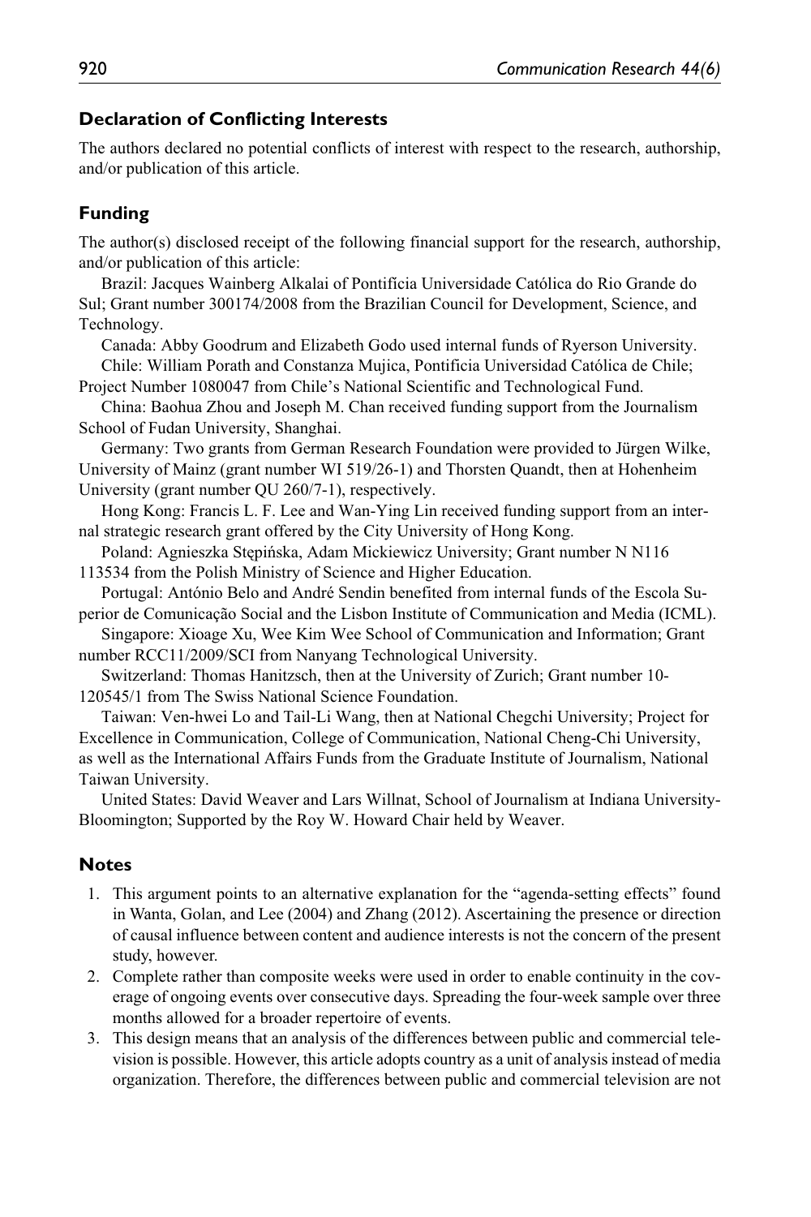## Declaration of Conflicting Interests

The authors declared no potential conflicts of interest with respect to the research, authorship, and/or publication of this article.

## Funding

The author(s) disclosed receipt of the following financial support for the research, authorship, and/or publication of this article:

Brazil: Jacques Wainberg Alkalai of Pontifícia Universidade Católica do Rio Grande do Sul; Grant number 300174/2008 from the Brazilian Council for Development, Science, and Technology.

Canada: Abby Goodrum and Elizabeth Godo used internal funds of Ryerson University.

Chile: William Porath and Constanza Mujica, Pontificia Universidad Católica de Chile; Project Number 1080047 from Chile's National Scientific and Technological Fund.

China: Baohua Zhou and Joseph M. Chan received funding support from the Journalism School of Fudan University, Shanghai.

Germany: Two grants from German Research Foundation were provided to Jürgen Wilke, University of Mainz (grant number WI 519/26-1) and Thorsten Quandt, then at Hohenheim University (grant number QU 260/7-1), respectively.

Hong Kong: Francis L. F. Lee and Wan-Ying Lin received funding support from an internal strategic research grant offered by the City University of Hong Kong.

Poland: Agnieszka Stępińska, Adam Mickiewicz University; Grant number N N116 113534 from the Polish Ministry of Science and Higher Education.

Portugal: António Belo and André Sendin benefited from internal funds of the Escola Superior de Comunicação Social and the Lisbon Institute of Communication and Media (ICML).

Singapore: Xioage Xu, Wee Kim Wee School of Communication and Information; Grant number RCC11/2009/SCI from Nanyang Technological University.

Switzerland: Thomas Hanitzsch, then at the University of Zurich; Grant number 10-120545/1 from The Swiss National Science Foundation.

Taiwan: Ven-hwei Lo and Tail-Li Wang, then at National Chegchi University; Project for Excellence in Communication, College of Communication, National Cheng-Chi University, as well as the International Affairs Funds from the Graduate Institute of Journalism, National Taiwan University.

United States: David Weaver and Lars Willnat, School of Journalism at Indiana University-Bloomington; Supported by the Roy W. Howard Chair held by Weaver.

## Notes

1. This argument points to an alternative explanation for the "agenda-setting effects" found in Wanta, Golan, and Lee (2004) and Zhang (2012). Ascertaining the presence or direction of causal influence between content and audience interests is not the concern of the present study, however.
2. Complete rather than composite weeks were used in order to enable continuity in the coverage of ongoing events over consecutive days. Spreading the four-week sample over three months allowed for a broader repertoire of events.
3. This design means that an analysis of the differences between public and commercial television is possible. However, this article adopts country as a unit of analysis instead of media organization. Therefore, the differences between public and commercial television are not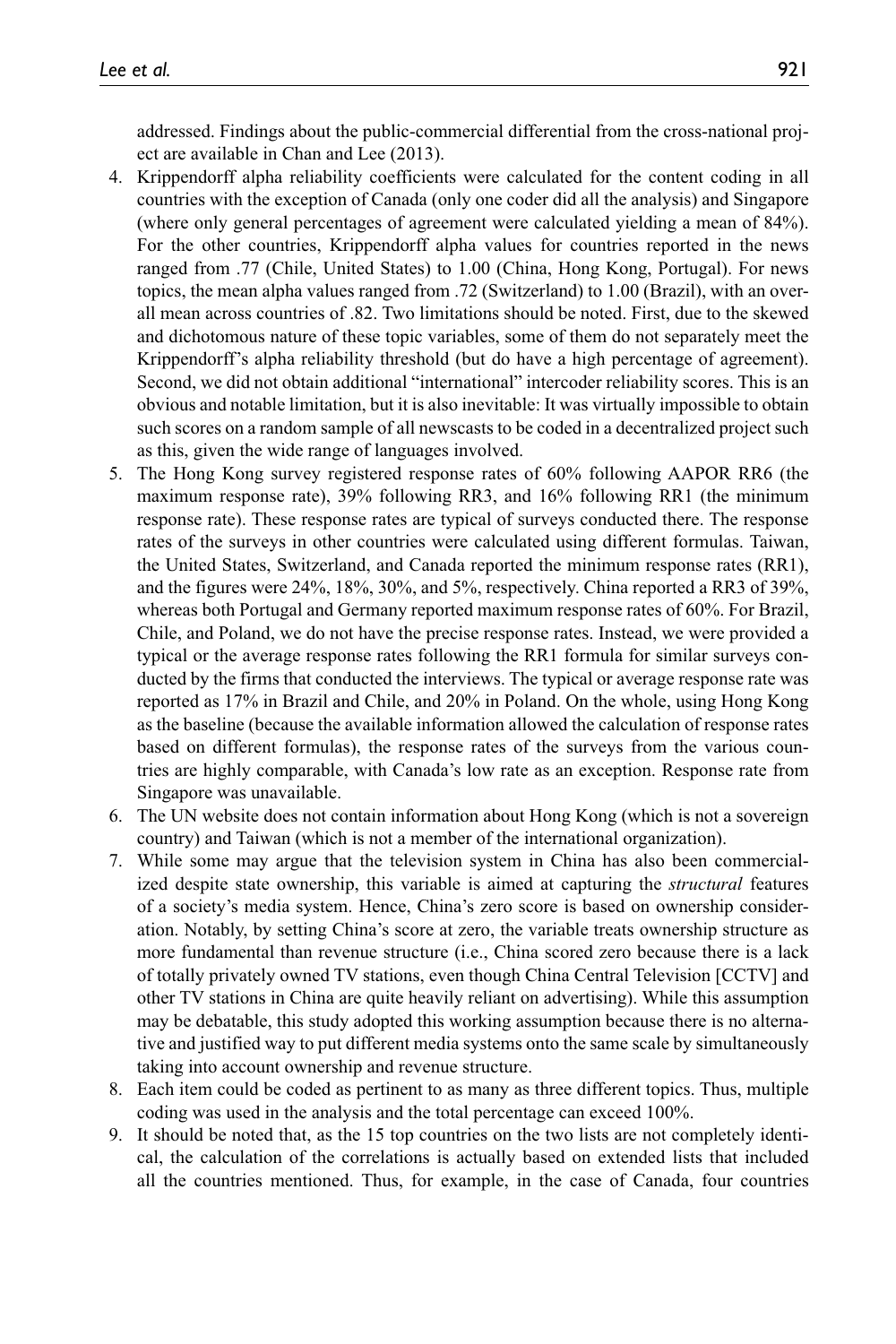addressed. Findings about the public-commercial differential from the cross-national project are available in Chan and Lee (2013).

4. Krippendorff alpha reliability coefficients were calculated for the content coding in all countries with the exception of Canada (only one coder did all the analysis) and Singapore (where only general percentages of agreement were calculated yielding a mean of 84%). For the other countries, Krippendorff alpha values for countries reported in the news ranged from .77 (Chile, United States) to 1.00 (China, Hong Kong, Portugal). For news topics, the mean alpha values ranged from .72 (Switzerland) to 1.00 (Brazil), with an overall mean across countries of .82. Two limitations should be noted. First, due to the skewed and dichotomous nature of these topic variables, some of them do not separately meet the Krippendorff's alpha reliability threshold (but do have a high percentage of agreement). Second, we did not obtain additional "international" intercoder reliability scores. This is an obvious and notable limitation, but it is also inevitable: It was virtually impossible to obtain such scores on a random sample of all newscasts to be coded in a decentralized project such as this, given the wide range of languages involved.
5. The Hong Kong survey registered response rates of 60% following AAPOR RR6 (the maximum response rate), 39% following RR3, and 16% following RR1 (the minimum response rate). These response rates are typical of surveys conducted there. The response rates of the surveys in other countries were calculated using different formulas. Taiwan, the United States, Switzerland, and Canada reported the minimum response rates (RR1), and the figures were 24%, 18%, 30%, and 5%, respectively. China reported a RR3 of 39%, whereas both Portugal and Germany reported maximum response rates of 60%. For Brazil, Chile, and Poland, we do not have the precise response rates. Instead, we were provided a typical or the average response rates following the RR1 formula for similar surveys conducted by the firms that conducted the interviews. The typical or average response rate was reported as 17% in Brazil and Chile, and 20% in Poland. On the whole, using Hong Kong as the baseline (because the available information allowed the calculation of response rates based on different formulas), the response rates of the surveys from the various countries are highly comparable, with Canada's low rate as an exception. Response rate from Singapore was unavailable.
6. The UN website does not contain information about Hong Kong (which is not a sovereign country) and Taiwan (which is not a member of the international organization).
7. While some may argue that the television system in China has also been commercialized despite state ownership, this variable is aimed at capturing the *structural* features of a society's media system. Hence, China's zero score is based on ownership consideration. Notably, by setting China's score at zero, the variable treats ownership structure as more fundamental than revenue structure (i.e., China scored zero because there is a lack of totally privately owned TV stations, even though China Central Television [CCTV] and other TV stations in China are quite heavily reliant on advertising). While this assumption may be debatable, this study adopted this working assumption because there is no alternative and justified way to put different media systems onto the same scale by simultaneously taking into account ownership and revenue structure.
8. Each item could be coded as pertinent to as many as three different topics. Thus, multiple coding was used in the analysis and the total percentage can exceed 100%.
9. It should be noted that, as the 15 top countries on the two lists are not completely identical, the calculation of the correlations is actually based on extended lists that included all the countries mentioned. Thus, for example, in the case of Canada, four countries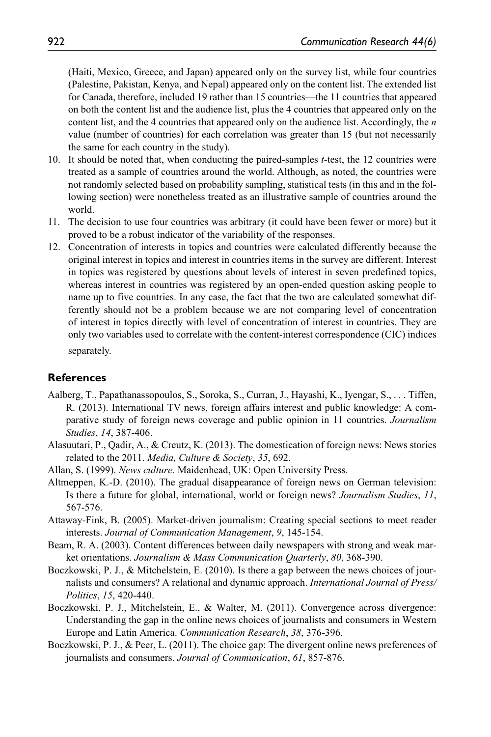(Haiti, Mexico, Greece, and Japan) appeared only on the survey list, while four countries (Palestine, Pakistan, Kenya, and Nepal) appeared only on the content list. The extended list for Canada, therefore, included 19 rather than 15 countries—the 11 countries that appeared on both the content list and the audience list, plus the 4 countries that appeared only on the content list, and the 4 countries that appeared only on the audience list. Accordingly, the *n* value (number of countries) for each correlation was greater than 15 (but not necessarily the same for each country in the study).

10. It should be noted that, when conducting the paired-samples *t*-test, the 12 countries were treated as a sample of countries around the world. Although, as noted, the countries were not randomly selected based on probability sampling, statistical tests (in this and in the following section) were nonetheless treated as an illustrative sample of countries around the world.
11. The decision to use four countries was arbitrary (it could have been fewer or more) but it proved to be a robust indicator of the variability of the responses.
12. Concentration of interests in topics and countries were calculated differently because the original interest in topics and interest in countries items in the survey are different. Interest in topics was registered by questions about levels of interest in seven predefined topics, whereas interest in countries was registered by an open-ended question asking people to name up to five countries. In any case, the fact that the two are calculated somewhat differently should not be a problem because we are not comparing level of concentration of interest in topics directly with level of concentration of interest in countries. They are only two variables used to correlate with the content-interest correspondence (CIC) indices separately.

## References

Aalberg, T., Papathanassopoulos, S., Soroka, S., Curran, J., Hayashi, K., Iyengar, S., . . . Tiffen, R. (2013). International TV news, foreign affairs interest and public knowledge: A comparative study of foreign news coverage and public opinion in 11 countries. *Journalism Studies*, *14*, 387-406.

Alasuutari, P., Qadir, A., & Creutz, K. (2013). The domestication of foreign news: News stories related to the 2011. *Media, Culture & Society*, *35*, 692.

Allan, S. (1999). *News culture*. Maidenhead, UK: Open University Press.

Altmeppen, K.-D. (2010). The gradual disappearance of foreign news on German television: Is there a future for global, international, world or foreign news? *Journalism Studies*, *11*, 567-576.

Attaway-Fink, B. (2005). Market-driven journalism: Creating special sections to meet reader interests. *Journal of Communication Management*, *9*, 145-154.

Beam, R. A. (2003). Content differences between daily newspapers with strong and weak market orientations. *Journalism & Mass Communication Quarterly*, *80*, 368-390.

Boczkowski, P. J., & Mitchelstein, E. (2010). Is there a gap between the news choices of journalists and consumers? A relational and dynamic approach. *International Journal of Press/Politics*, *15*, 420-440.

Boczkowski, P. J., Mitchelstein, E., & Walter, M. (2011). Convergence across divergence: Understanding the gap in the online news choices of journalists and consumers in Western Europe and Latin America. *Communication Research*, *38*, 376-396.

Boczkowski, P. J., & Peer, L. (2011). The choice gap: The divergent online news preferences of journalists and consumers. *Journal of Communication*, *61*, 857-876.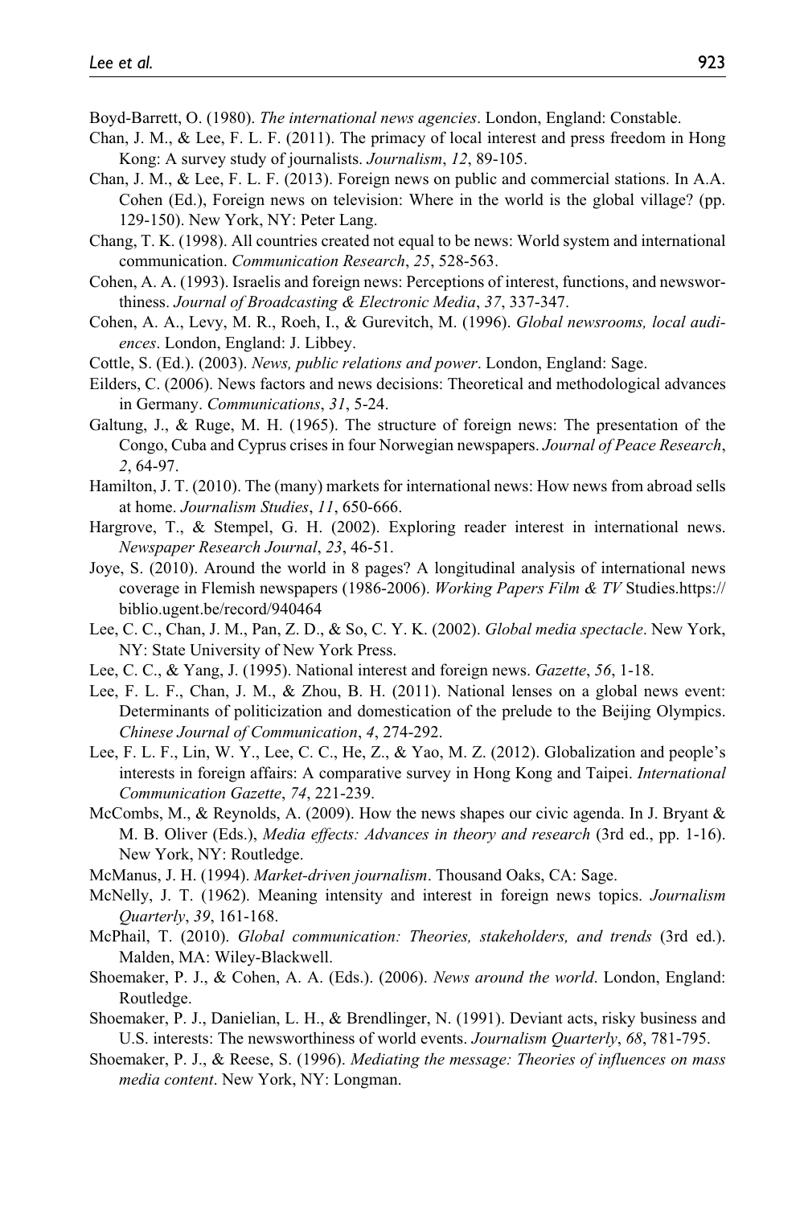Boyd-Barrett, O. (1980). *The international news agencies*. London, England: Constable.

Chan, J. M., & Lee, F. L. F. (2011). The primacy of local interest and press freedom in Hong Kong: A survey study of journalists. *Journalism*, *12*, 89-105.

Chan, J. M., & Lee, F. L. F. (2013). Foreign news on public and commercial stations. In A.A. Cohen (Ed.), Foreign news on television: Where in the world is the global village? (pp. 129-150). New York, NY: Peter Lang.

Chang, T. K. (1998). All countries created not equal to be news: World system and international communication. *Communication Research*, *25*, 528-563.

Cohen, A. A. (1993). Israelis and foreign news: Perceptions of interest, functions, and newsworthiness. *Journal of Broadcasting & Electronic Media*, *37*, 337-347.

Cohen, A. A., Levy, M. R., Roeh, I., & Gurevitch, M. (1996). *Global newsrooms, local audiences*. London, England: J. Libbey.

Cottle, S. (Ed.). (2003). *News, public relations and power*. London, England: Sage.

Eilders, C. (2006). News factors and news decisions: Theoretical and methodological advances in Germany. *Communications*, *31*, 5-24.

Galtung, J., & Ruge, M. H. (1965). The structure of foreign news: The presentation of the Congo, Cuba and Cyprus crises in four Norwegian newspapers. *Journal of Peace Research*, *2*, 64-97.

Hamilton, J. T. (2010). The (many) markets for international news: How news from abroad sells at home. *Journalism Studies*, *11*, 650-666.

Hargrove, T., & Stempel, G. H. (2002). Exploring reader interest in international news. *Newspaper Research Journal*, *23*, 46-51.

Joye, S. (2010). Around the world in 8 pages? A longitudinal analysis of international news coverage in Flemish newspapers (1986-2006). *Working Papers Film & TV* Studies.https://biblio.ugent.be/record/940464

Lee, C. C., Chan, J. M., Pan, Z. D., & So, C. Y. K. (2002). *Global media spectacle*. New York, NY: State University of New York Press.

Lee, C. C., & Yang, J. (1995). National interest and foreign news. *Gazette*, *56*, 1-18.

Lee, F. L. F., Chan, J. M., & Zhou, B. H. (2011). National lenses on a global news event: Determinants of politicization and domestication of the prelude to the Beijing Olympics. *Chinese Journal of Communication*, *4*, 274-292.

Lee, F. L. F., Lin, W. Y., Lee, C. C., He, Z., & Yao, M. Z. (2012). Globalization and people's interests in foreign affairs: A comparative survey in Hong Kong and Taipei. *International Communication Gazette*, *74*, 221-239.

McCombs, M., & Reynolds, A. (2009). How the news shapes our civic agenda. In J. Bryant & M. B. Oliver (Eds.), *Media effects: Advances in theory and research* (3rd ed., pp. 1-16). New York, NY: Routledge.

McManus, J. H. (1994). *Market-driven journalism*. Thousand Oaks, CA: Sage.

McNelly, J. T. (1962). Meaning intensity and interest in foreign news topics. *Journalism Quarterly*, *39*, 161-168.

McPhail, T. (2010). *Global communication: Theories, stakeholders, and trends* (3rd ed.). Malden, MA: Wiley-Blackwell.

Shoemaker, P. J., & Cohen, A. A. (Eds.). (2006). *News around the world*. London, England: Routledge.

Shoemaker, P. J., Danielian, L. H., & Brendlinger, N. (1991). Deviant acts, risky business and U.S. interests: The newsworthiness of world events. *Journalism Quarterly*, *68*, 781-795.

Shoemaker, P. J., & Reese, S. (1996). *Mediating the message: Theories of influences on mass media content*. New York, NY: Longman.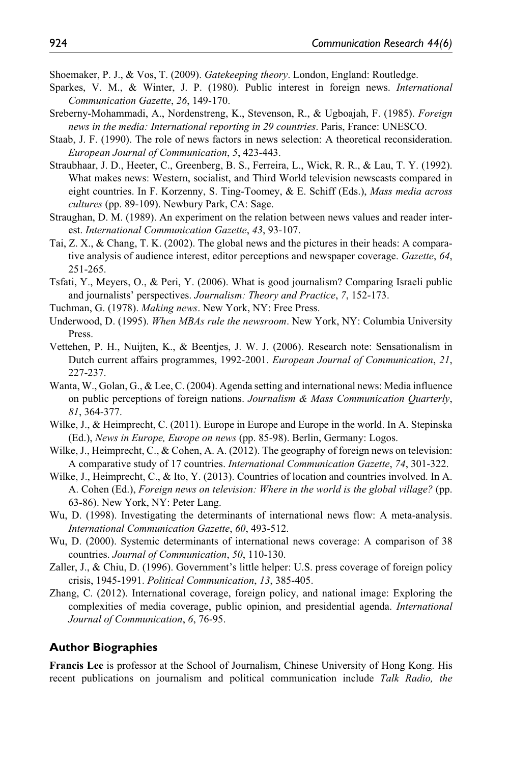Shoemaker, P. J., & Vos, T. (2009). *Gatekeeping theory*. London, England: Routledge.

Sparkes, V. M., & Winter, J. P. (1980). Public interest in foreign news. *International Communication Gazette*, *26*, 149-170.

Sreberny-Mohammadi, A., Nordenstreng, K., Stevenson, R., & Ugboajah, F. (1985). *Foreign news in the media: International reporting in 29 countries*. Paris, France: UNESCO.

Staab, J. F. (1990). The role of news factors in news selection: A theoretical reconsideration. *European Journal of Communication*, *5*, 423-443.

Straubhaar, J. D., Heeter, C., Greenberg, B. S., Ferreira, L., Wick, R. R., & Lau, T. Y. (1992). What makes news: Western, socialist, and Third World television newscasts compared in eight countries. In F. Korzenny, S. Ting-Toomey, & E. Schiff (Eds.), *Mass media across cultures* (pp. 89-109). Newbury Park, CA: Sage.

Straughan, D. M. (1989). An experiment on the relation between news values and reader interest. *International Communication Gazette*, *43*, 93-107.

Tai, Z. X., & Chang, T. K. (2002). The global news and the pictures in their heads: A comparative analysis of audience interest, editor perceptions and newspaper coverage. *Gazette*, *64*, 251-265.

Tsfati, Y., Meyers, O., & Peri, Y. (2006). What is good journalism? Comparing Israeli public and journalists' perspectives. *Journalism: Theory and Practice*, *7*, 152-173.

Tuchman, G. (1978). *Making news*. New York, NY: Free Press.

Underwood, D. (1995). *When MBAs rule the newsroom*. New York, NY: Columbia University Press.

Vettehen, P. H., Nuijten, K., & Beentjes, J. W. J. (2006). Research note: Sensationalism in Dutch current affairs programmes, 1992-2001. *European Journal of Communication*, *21*, 227-237.

Wanta, W., Golan, G., & Lee, C. (2004). Agenda setting and international news: Media influence on public perceptions of foreign nations. *Journalism & Mass Communication Quarterly*, *81*, 364-377.

Wilke, J., & Heimprecht, C. (2011). Europe in Europe and Europe in the world. In A. Stepinska (Ed.), *News in Europe, Europe on news* (pp. 85-98). Berlin, Germany: Logos.

Wilke, J., Heimprecht, C., & Cohen, A. A. (2012). The geography of foreign news on television: A comparative study of 17 countries. *International Communication Gazette*, *74*, 301-322.

Wilke, J., Heimprecht, C., & Ito, Y. (2013). Countries of location and countries involved. In A. A. Cohen (Ed.), *Foreign news on television: Where in the world is the global village?* (pp. 63-86). New York, NY: Peter Lang.

Wu, D. (1998). Investigating the determinants of international news flow: A meta-analysis. *International Communication Gazette*, *60*, 493-512.

Wu, D. (2000). Systemic determinants of international news coverage: A comparison of 38 countries. *Journal of Communication*, *50*, 110-130.

Zaller, J., & Chiu, D. (1996). Government's little helper: U.S. press coverage of foreign policy crisis, 1945-1991. *Political Communication*, *13*, 385-405.

Zhang, C. (2012). International coverage, foreign policy, and national image: Exploring the complexities of media coverage, public opinion, and presidential agenda. *International Journal of Communication*, *6*, 76-95.

## Author Biographies

**Francis Lee** is professor at the School of Journalism, Chinese University of Hong Kong. His recent publications on journalism and political communication include *Talk Radio, the*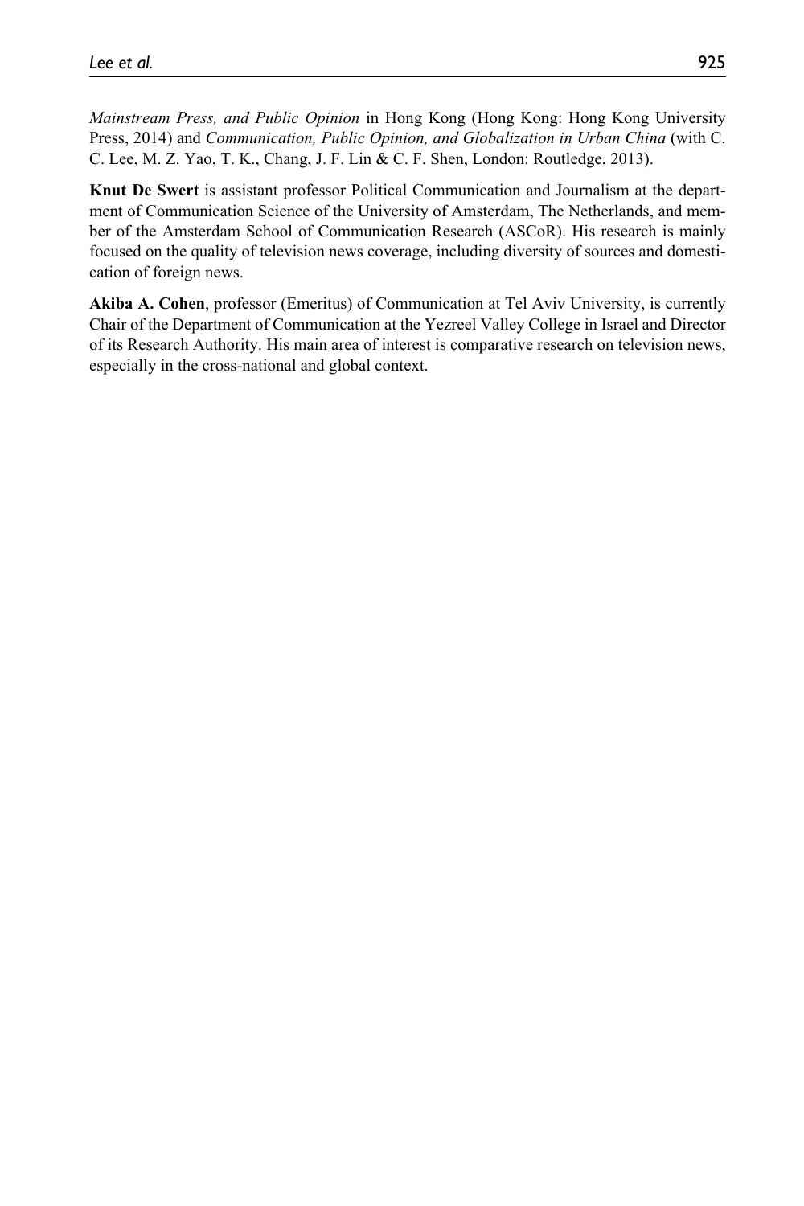*Mainstream Press, and Public Opinion* in Hong Kong (Hong Kong: Hong Kong University Press, 2014) and *Communication, Public Opinion, and Globalization in Urban China* (with C. C. Lee, M. Z. Yao, T. K., Chang, J. F. Lin & C. F. Shen, London: Routledge, 2013).

**Knut De Swert** is assistant professor Political Communication and Journalism at the department of Communication Science of the University of Amsterdam, The Netherlands, and member of the Amsterdam School of Communication Research (ASCoR). His research is mainly focused on the quality of television news coverage, including diversity of sources and domestication of foreign news.

**Akiba A. Cohen**, professor (Emeritus) of Communication at Tel Aviv University, is currently Chair of the Department of Communication at the Yezreel Valley College in Israel and Director of its Research Authority. His main area of interest is comparative research on television news, especially in the cross-national and global context.